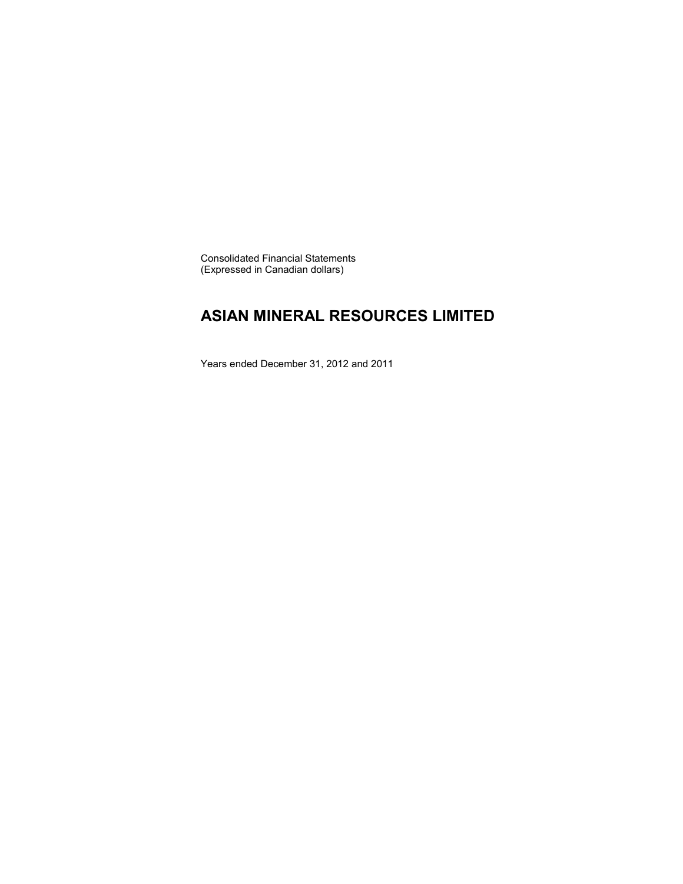Consolidated Financial Statements
(Expressed in Canadian dollars)

# ASIAN MINERAL RESOURCES LIMITED

Years ended December 31, 2012 and 2011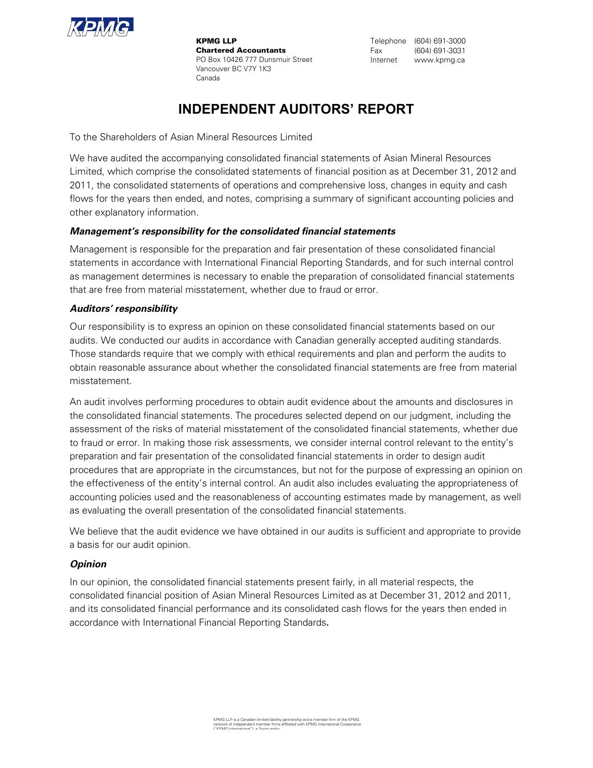KPMG LLP
**Chartered Accountants**
PO Box 10426 777 Dunsmuir Street
Vancouver BC V7Y 1K3
Canada

Telephone (604) 691-3000
Fax (604) 691-3031
Internet www.kpmg.ca

# INDEPENDENT AUDITORS' REPORT

To the Shareholders of Asian Mineral Resources Limited

We have audited the accompanying consolidated financial statements of Asian Mineral Resources Limited, which comprise the consolidated statements of financial position as at December 31, 2012 and 2011, the consolidated statements of operations and comprehensive loss, changes in equity and cash flows for the years then ended, and notes, comprising a summary of significant accounting policies and other explanatory information.

### *Management's responsibility for the consolidated financial statements*

Management is responsible for the preparation and fair presentation of these consolidated financial statements in accordance with International Financial Reporting Standards, and for such internal control as management determines is necessary to enable the preparation of consolidated financial statements that are free from material misstatement, whether due to fraud or error.

### *Auditors' responsibility*

Our responsibility is to express an opinion on these consolidated financial statements based on our audits. We conducted our audits in accordance with Canadian generally accepted auditing standards. Those standards require that we comply with ethical requirements and plan and perform the audits to obtain reasonable assurance about whether the consolidated financial statements are free from material misstatement.

An audit involves performing procedures to obtain audit evidence about the amounts and disclosures in the consolidated financial statements. The procedures selected depend on our judgment, including the assessment of the risks of material misstatement of the consolidated financial statements, whether due to fraud or error. In making those risk assessments, we consider internal control relevant to the entity's preparation and fair presentation of the consolidated financial statements in order to design audit procedures that are appropriate in the circumstances, but not for the purpose of expressing an opinion on the effectiveness of the entity's internal control. An audit also includes evaluating the appropriateness of accounting policies used and the reasonableness of accounting estimates made by management, as well as evaluating the overall presentation of the consolidated financial statements.

We believe that the audit evidence we have obtained in our audits is sufficient and appropriate to provide a basis for our audit opinion.

### *Opinion*

In our opinion, the consolidated financial statements present fairly, in all material respects, the consolidated financial position of Asian Mineral Resources Limited as at December 31, 2012 and 2011, and its consolidated financial performance and its consolidated cash flows for the years then ended in accordance with International Financial Reporting Standards.

KPMG LLP is a Canadian limited liability partnership and a member firm of the KPMG network of independent member firms affiliated with KPMG International Cooperative ("KPMG International"), a Swiss entity.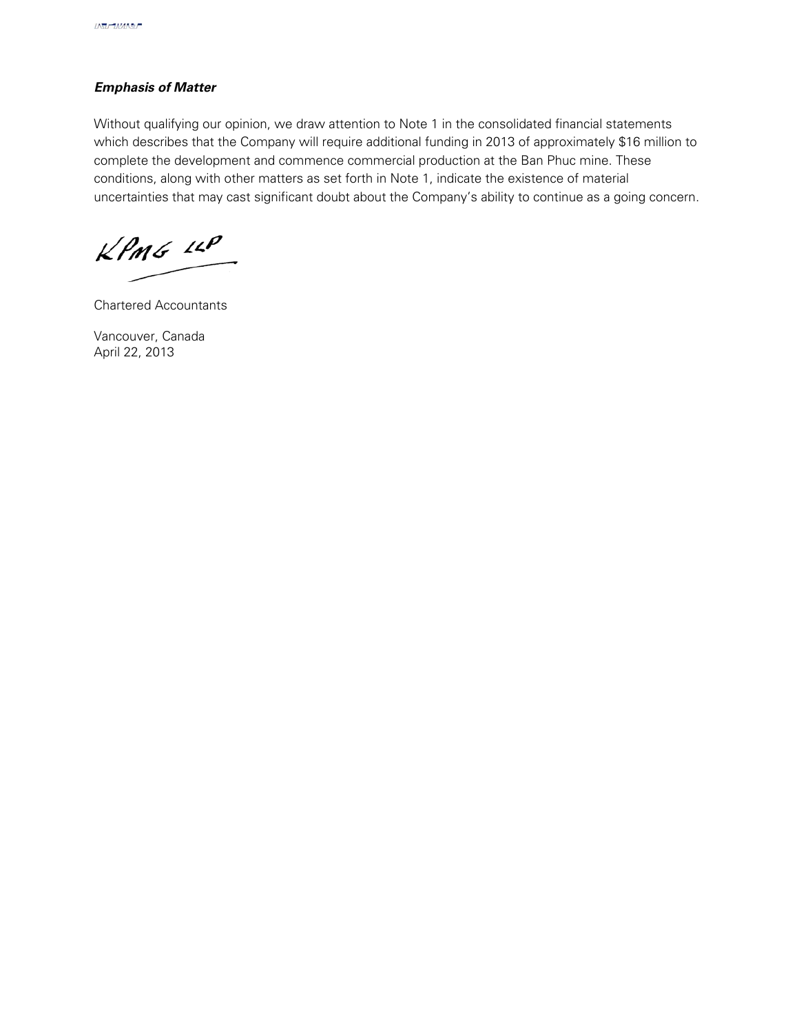***Emphasis of Matter***

Without qualifying our opinion, we draw attention to Note 1 in the consolidated financial statements which describes that the Company will require additional funding in 2013 of approximately $16 million to complete the development and commence commercial production at the Ban Phuc mine. These conditions, along with other matters as set forth in Note 1, indicate the existence of material uncertainties that may cast significant doubt about the Company's ability to continue as a going concern.

KPMG LLP

Chartered Accountants

Vancouver, Canada
April 22, 2013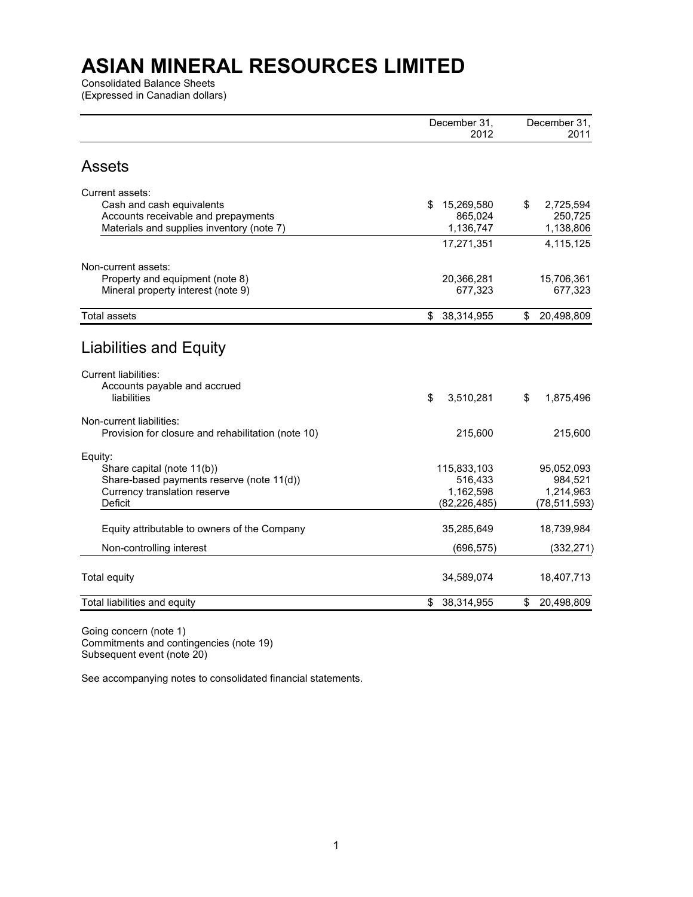# ASIAN MINERAL RESOURCES LIMITED

Consolidated Balance Sheets
(Expressed in Canadian dollars)

| | December 31, 2012 | December 31, 2011 |
|---|---|---|
| **Assets** | | |
| Current assets: | | |
| Cash and cash equivalents | $ 15,269,580 | $ 2,725,594 |
| Accounts receivable and prepayments | 865,024 | 250,725 |
| Materials and supplies inventory (note 7) | 1,136,747 | 1,138,806 |
| | 17,271,351 | 4,115,125 |
| Non-current assets: | | |
| Property and equipment (note 8) | 20,366,281 | 15,706,361 |
| Mineral property interest (note 9) | 677,323 | 677,323 |
| Total assets | $ 38,314,955 | $ 20,498,809 |
| **Liabilities and Equity** | | |
| Current liabilities: | | |
| Accounts payable and accrued liabilities | $ 3,510,281 | $ 1,875,496 |
| Non-current liabilities: | | |
| Provision for closure and rehabilitation (note 10) | 215,600 | 215,600 |
| Equity: | | |
| Share capital (note 11(b)) | 115,833,103 | 95,052,093 |
| Share-based payments reserve (note 11(d)) | 516,433 | 984,521 |
| Currency translation reserve | 1,162,598 | 1,214,963 |
| Deficit | (82,226,485) | (78,511,593) |
| Equity attributable to owners of the Company | 35,285,649 | 18,739,984 |
| Non-controlling interest | (696,575) | (332,271) |
| Total equity | 34,589,074 | 18,407,713 |
| Total liabilities and equity | $ 38,314,955 | $ 20,498,809 |

Going concern (note 1)
Commitments and contingencies (note 19)
Subsequent event (note 20)

See accompanying notes to consolidated financial statements.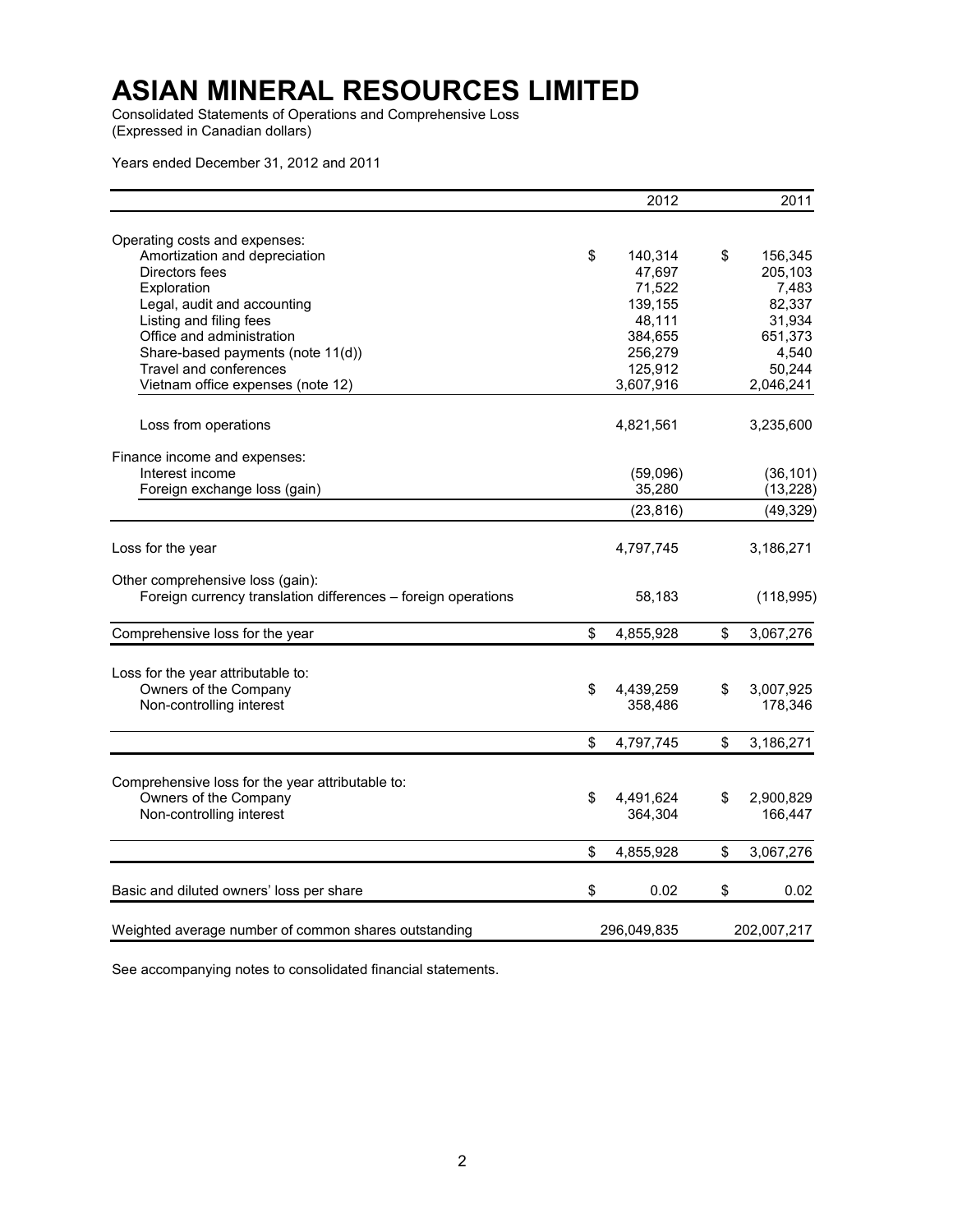# ASIAN MINERAL RESOURCES LIMITED

Consolidated Statements of Operations and Comprehensive Loss
(Expressed in Canadian dollars)

Years ended December 31, 2012 and 2011

| | 2012 | 2011 |
|---|---|---|
| Operating costs and expenses: | | |
| Amortization and depreciation | $ 140,314 | $ 156,345 |
| Directors fees | 47,697 | 205,103 |
| Exploration | 71,522 | 7,483 |
| Legal, audit and accounting | 139,155 | 82,337 |
| Listing and filing fees | 48,111 | 31,934 |
| Office and administration | 384,655 | 651,373 |
| Share-based payments (note 11(d)) | 256,279 | 4,540 |
| Travel and conferences | 125,912 | 50,244 |
| Vietnam office expenses (note 12) | 3,607,916 | 2,046,241 |
| Loss from operations | 4,821,561 | 3,235,600 |
| Finance income and expenses: | | |
| Interest income | (59,096) | (36,101) |
| Foreign exchange loss (gain) | 35,280 | (13,228) |
| | (23,816) | (49,329) |
| Loss for the year | 4,797,745 | 3,186,271 |
| Other comprehensive loss (gain): | | |
| Foreign currency translation differences – foreign operations | 58,183 | (118,995) |
| Comprehensive loss for the year | $ 4,855,928 | $ 3,067,276 |
| Loss for the year attributable to: | | |
| Owners of the Company | $ 4,439,259 | $ 3,007,925 |
| Non-controlling interest | 358,486 | 178,346 |
| | $ 4,797,745 | $ 3,186,271 |
| Comprehensive loss for the year attributable to: | | |
| Owners of the Company | $ 4,491,624 | $ 2,900,829 |
| Non-controlling interest | 364,304 | 166,447 |
| | $ 4,855,928 | $ 3,067,276 |
| Basic and diluted owners' loss per share | $ 0.02 | $ 0.02 |
| Weighted average number of common shares outstanding | 296,049,835 | 202,007,217 |

See accompanying notes to consolidated financial statements.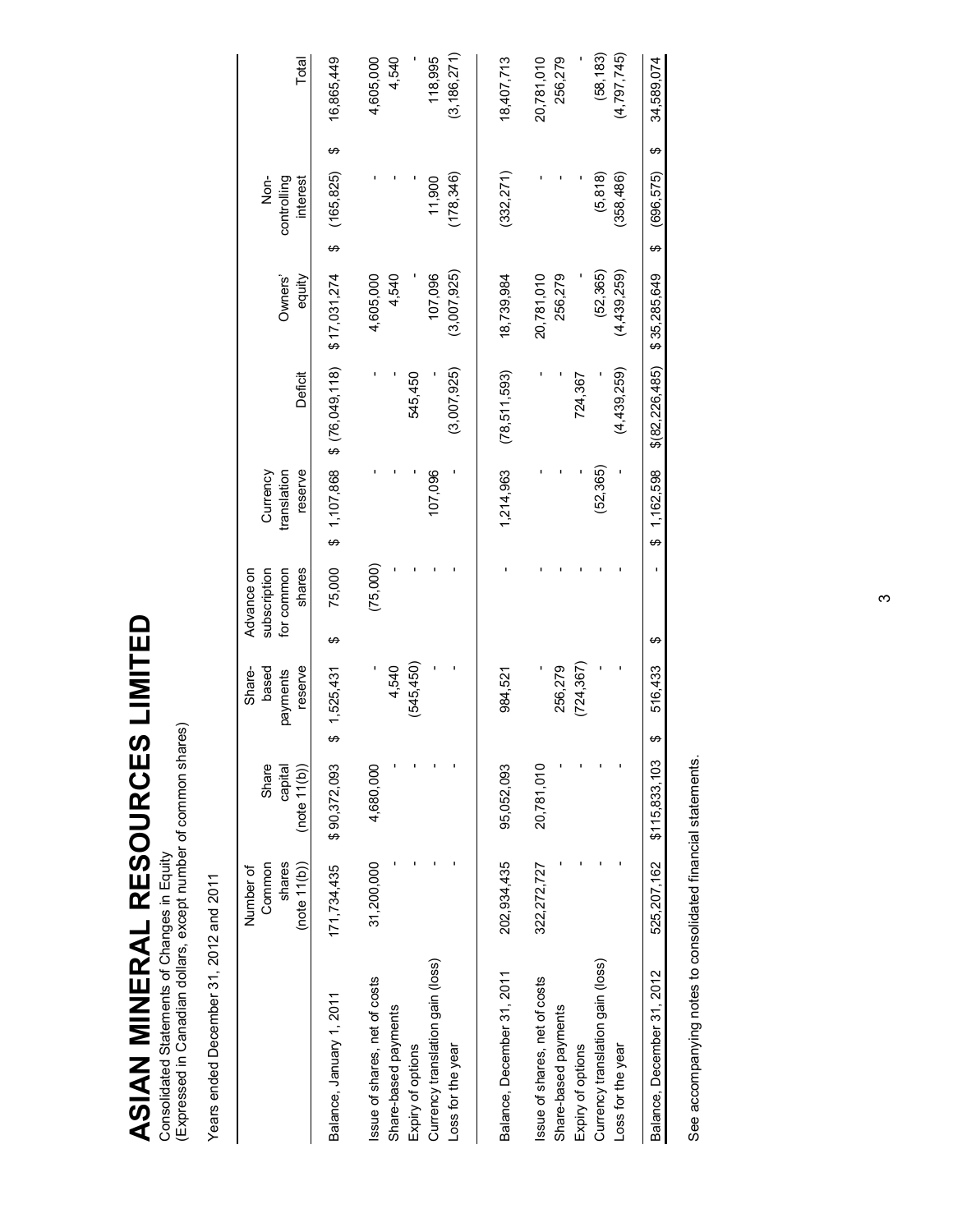# ASIAN MINERAL RESOURCES LIMITED

Consolidated Statements of Changes in Equity
(Expressed in Canadian dollars, except number of common shares)

Years ended December 31, 2012 and 2011

| | Number of Common shares (note 11(b)) | Share capital (note 11(b)) | Share-based payments reserve | Advance on subscription for common shares | Currency translation reserve | Deficit | Owners' equity | Non-controlling interest | Total |
|---|---|---|---|---|---|---|---|---|---|
| Balance, January 1, 2011 | 171,734,435 | $ 90,372,093 | $ 1,525,431 | $ 75,000 | $ 1,107,868 | $ (76,049,118) | $17,031,274 | $ (165,825) | $ 16,865,449 |
| Issue of shares, net of costs | 31,200,000 | 4,680,000 | - | (75,000) | - | - | 4,605,000 | - | 4,605,000 |
| Share-based payments | - | - | 4,540 | - | - | - | 4,540 | - | 4,540 |
| Expiry of options | - | - | (545,450) | - | - | 545,450 | - | - | - |
| Currency translation gain (loss) | - | - | - | - | 107,096 | - | 107,096 | 11,900 | 118,995 |
| Loss for the year | - | - | - | - | - | (3,007,925) | (3,007,925) | (178,346) | (3,186,271) |
| Balance, December 31, 2011 | 202,934,435 | 95,052,093 | 984,521 | - | 1,214,963 | (78,511,593) | 18,739,984 | (332,271) | 18,407,713 |
| Issue of shares, net of costs | 322,272,727 | 20,781,010 | - | - | - | - | 20,781,010 | - | 20,781,010 |
| Share-based payments | - | - | 256,279 | - | - | - | 256,279 | - | 256,279 |
| Expiry of options | - | - | (724,367) | - | - | 724,367 | - | - | - |
| Currency translation gain (loss) | - | - | - | - | (52,365) | - | (52,365) | (5,818) | (58,183) |
| Loss for the year | - | - | - | - | - | (4,439,259) | (4,439,259) | (358,486) | (4,797,745) |
| Balance, December 31, 2012 | 525,207,162 | $115,833,103 | $ 516,433 | $ - | $ 1,162,598 | $(82,226,485) | $ 35,285,649 | $ (696,575) | $ 34,589,074 |

See accompanying notes to consolidated financial statements.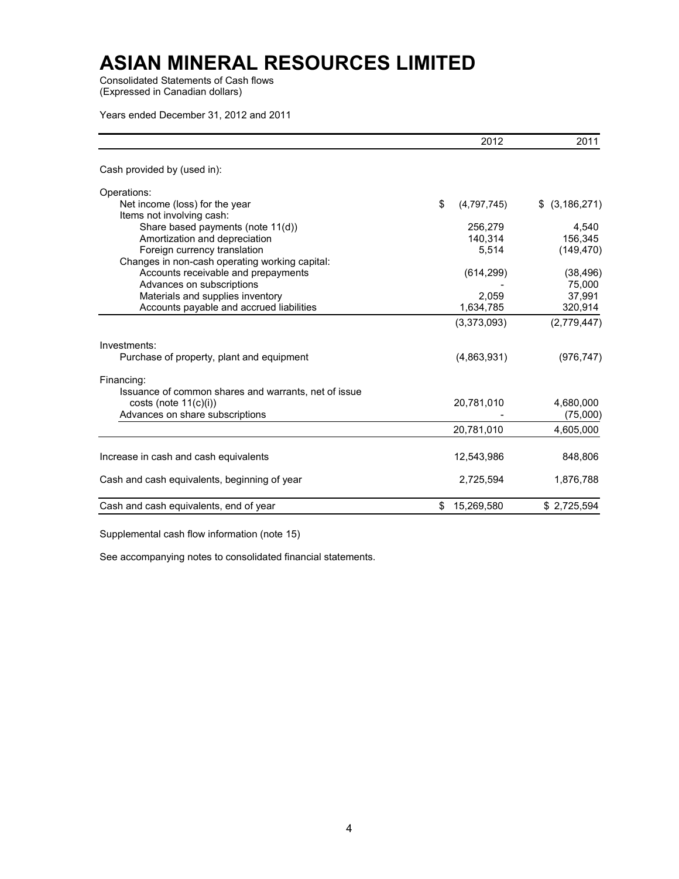# ASIAN MINERAL RESOURCES LIMITED

Consolidated Statements of Cash flows
(Expressed in Canadian dollars)

Years ended December 31, 2012 and 2011

| | 2012 | 2011 |
|---|---|---|
| Cash provided by (used in): | | |
| Operations: | | |
| Net income (loss) for the year | $ (4,797,745) | $ (3,186,271) |
| Items not involving cash: | | |
| Share based payments (note 11(d)) | 256,279 | 4,540 |
| Amortization and depreciation | 140,314 | 156,345 |
| Foreign currency translation | 5,514 | (149,470) |
| Changes in non-cash operating working capital: | | |
| Accounts receivable and prepayments | (614,299) | (38,496) |
| Advances on subscriptions | - | 75,000 |
| Materials and supplies inventory | 2,059 | 37,991 |
| Accounts payable and accrued liabilities | 1,634,785 | 320,914 |
| | (3,373,093) | (2,779,447) |
| Investments: | | |
| Purchase of property, plant and equipment | (4,863,931) | (976,747) |
| Financing: | | |
| Issuance of common shares and warrants, net of issue costs (note 11(c)(i)) | 20,781,010 | 4,680,000 |
| Advances on share subscriptions | - | (75,000) |
| | 20,781,010 | 4,605,000 |
| Increase in cash and cash equivalents | 12,543,986 | 848,806 |
| Cash and cash equivalents, beginning of year | 2,725,594 | 1,876,788 |
| Cash and cash equivalents, end of year | $ 15,269,580 | $ 2,725,594 |

Supplemental cash flow information (note 15)

See accompanying notes to consolidated financial statements.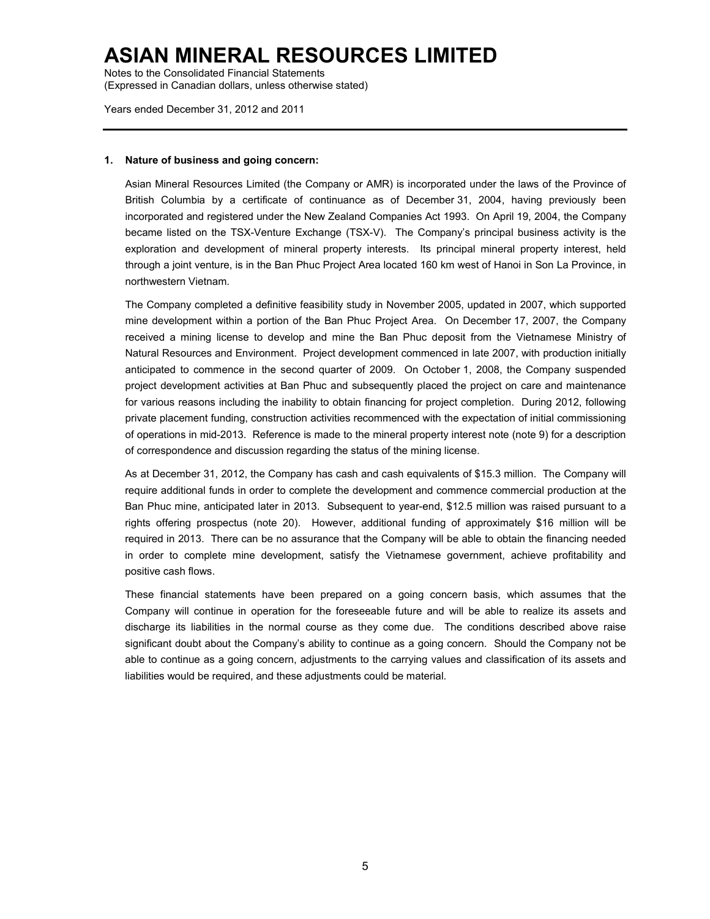# ASIAN MINERAL RESOURCES LIMITED

Notes to the Consolidated Financial Statements
(Expressed in Canadian dollars, unless otherwise stated)

Years ended December 31, 2012 and 2011

---

**1. Nature of business and going concern:**

Asian Mineral Resources Limited (the Company or AMR) is incorporated under the laws of the Province of British Columbia by a certificate of continuance as of December 31, 2004, having previously been incorporated and registered under the New Zealand Companies Act 1993. On April 19, 2004, the Company became listed on the TSX-Venture Exchange (TSX-V). The Company's principal business activity is the exploration and development of mineral property interests. Its principal mineral property interest, held through a joint venture, is in the Ban Phuc Project Area located 160 km west of Hanoi in Son La Province, in northwestern Vietnam.

The Company completed a definitive feasibility study in November 2005, updated in 2007, which supported mine development within a portion of the Ban Phuc Project Area. On December 17, 2007, the Company received a mining license to develop and mine the Ban Phuc deposit from the Vietnamese Ministry of Natural Resources and Environment. Project development commenced in late 2007, with production initially anticipated to commence in the second quarter of 2009. On October 1, 2008, the Company suspended project development activities at Ban Phuc and subsequently placed the project on care and maintenance for various reasons including the inability to obtain financing for project completion. During 2012, following private placement funding, construction activities recommenced with the expectation of initial commissioning of operations in mid-2013. Reference is made to the mineral property interest note (note 9) for a description of correspondence and discussion regarding the status of the mining license.

As at December 31, 2012, the Company has cash and cash equivalents of $15.3 million. The Company will require additional funds in order to complete the development and commence commercial production at the Ban Phuc mine, anticipated later in 2013. Subsequent to year-end, $12.5 million was raised pursuant to a rights offering prospectus (note 20). However, additional funding of approximately $16 million will be required in 2013. There can be no assurance that the Company will be able to obtain the financing needed in order to complete mine development, satisfy the Vietnamese government, achieve profitability and positive cash flows.

These financial statements have been prepared on a going concern basis, which assumes that the Company will continue in operation for the foreseeable future and will be able to realize its assets and discharge its liabilities in the normal course as they come due. The conditions described above raise significant doubt about the Company's ability to continue as a going concern. Should the Company not be able to continue as a going concern, adjustments to the carrying values and classification of its assets and liabilities would be required, and these adjustments could be material.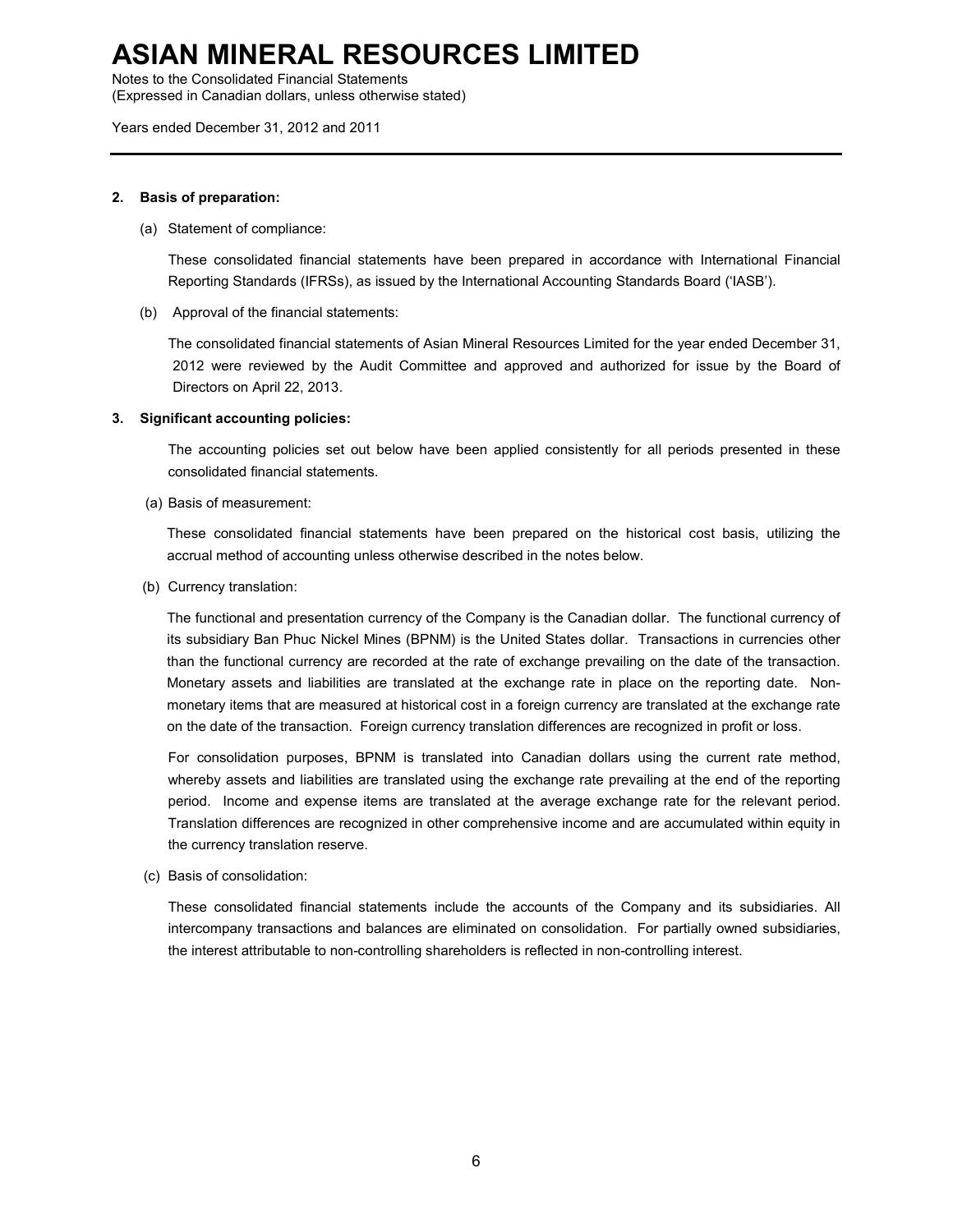**2. Basis of preparation:**

(a) Statement of compliance:

These consolidated financial statements have been prepared in accordance with International Financial Reporting Standards (IFRSs), as issued by the International Accounting Standards Board ('IASB').

(b) Approval of the financial statements:

The consolidated financial statements of Asian Mineral Resources Limited for the year ended December 31, 2012 were reviewed by the Audit Committee and approved and authorized for issue by the Board of Directors on April 22, 2013.

**3. Significant accounting policies:**

The accounting policies set out below have been applied consistently for all periods presented in these consolidated financial statements.

(a) Basis of measurement:

These consolidated financial statements have been prepared on the historical cost basis, utilizing the accrual method of accounting unless otherwise described in the notes below.

(b) Currency translation:

The functional and presentation currency of the Company is the Canadian dollar. The functional currency of its subsidiary Ban Phuc Nickel Mines (BPNM) is the United States dollar. Transactions in currencies other than the functional currency are recorded at the rate of exchange prevailing on the date of the transaction. Monetary assets and liabilities are translated at the exchange rate in place on the reporting date. Non-monetary items that are measured at historical cost in a foreign currency are translated at the exchange rate on the date of the transaction. Foreign currency translation differences are recognized in profit or loss.

For consolidation purposes, BPNM is translated into Canadian dollars using the current rate method, whereby assets and liabilities are translated using the exchange rate prevailing at the end of the reporting period. Income and expense items are translated at the average exchange rate for the relevant period. Translation differences are recognized in other comprehensive income and are accumulated within equity in the currency translation reserve.

(c) Basis of consolidation:

These consolidated financial statements include the accounts of the Company and its subsidiaries. All intercompany transactions and balances are eliminated on consolidation. For partially owned subsidiaries, the interest attributable to non-controlling shareholders is reflected in non-controlling interest.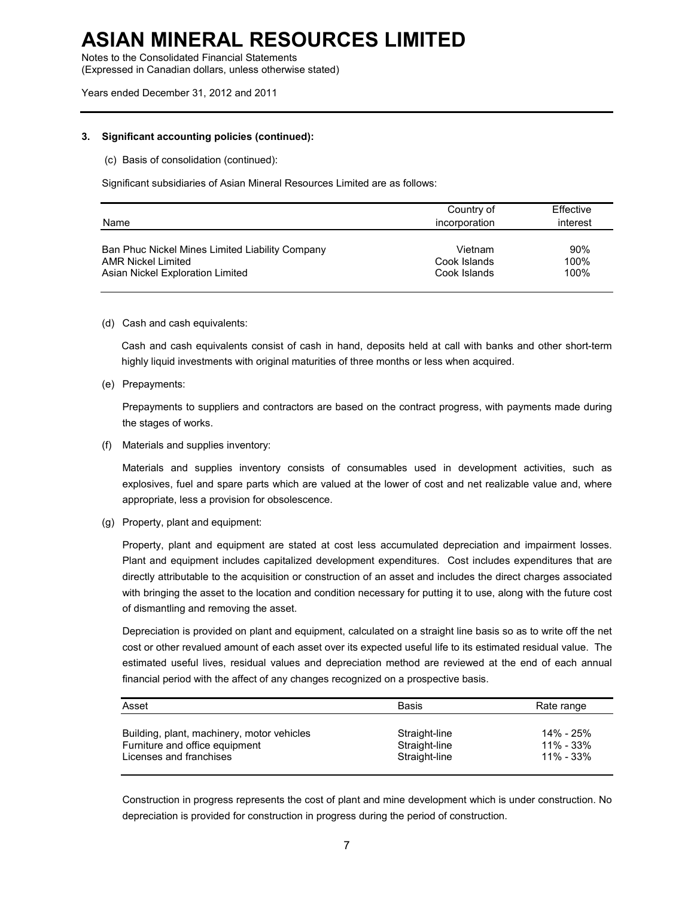### 3. Significant accounting policies (continued):

(c) Basis of consolidation (continued):

Significant subsidiaries of Asian Mineral Resources Limited are as follows:

| Name | Country of incorporation | Effective interest |
|---|---|---|
| Ban Phuc Nickel Mines Limited Liability Company | Vietnam | 90% |
| AMR Nickel Limited | Cook Islands | 100% |
| Asian Nickel Exploration Limited | Cook Islands | 100% |

(d) Cash and cash equivalents:

Cash and cash equivalents consist of cash in hand, deposits held at call with banks and other short-term highly liquid investments with original maturities of three months or less when acquired.

(e) Prepayments:

Prepayments to suppliers and contractors are based on the contract progress, with payments made during the stages of works.

(f) Materials and supplies inventory:

Materials and supplies inventory consists of consumables used in development activities, such as explosives, fuel and spare parts which are valued at the lower of cost and net realizable value and, where appropriate, less a provision for obsolescence.

(g) Property, plant and equipment:

Property, plant and equipment are stated at cost less accumulated depreciation and impairment losses. Plant and equipment includes capitalized development expenditures. Cost includes expenditures that are directly attributable to the acquisition or construction of an asset and includes the direct charges associated with bringing the asset to the location and condition necessary for putting it to use, along with the future cost of dismantling and removing the asset.

Depreciation is provided on plant and equipment, calculated on a straight line basis so as to write off the net cost or other revalued amount of each asset over its expected useful life to its estimated residual value. The estimated useful lives, residual values and depreciation method are reviewed at the end of each annual financial period with the affect of any changes recognized on a prospective basis.

| Asset | Basis | Rate range |
|---|---|---|
| Building, plant, machinery, motor vehicles | Straight-line | 14% - 25% |
| Furniture and office equipment | Straight-line | 11% - 33% |
| Licenses and franchises | Straight-line | 11% - 33% |

Construction in progress represents the cost of plant and mine development which is under construction. No depreciation is provided for construction in progress during the period of construction.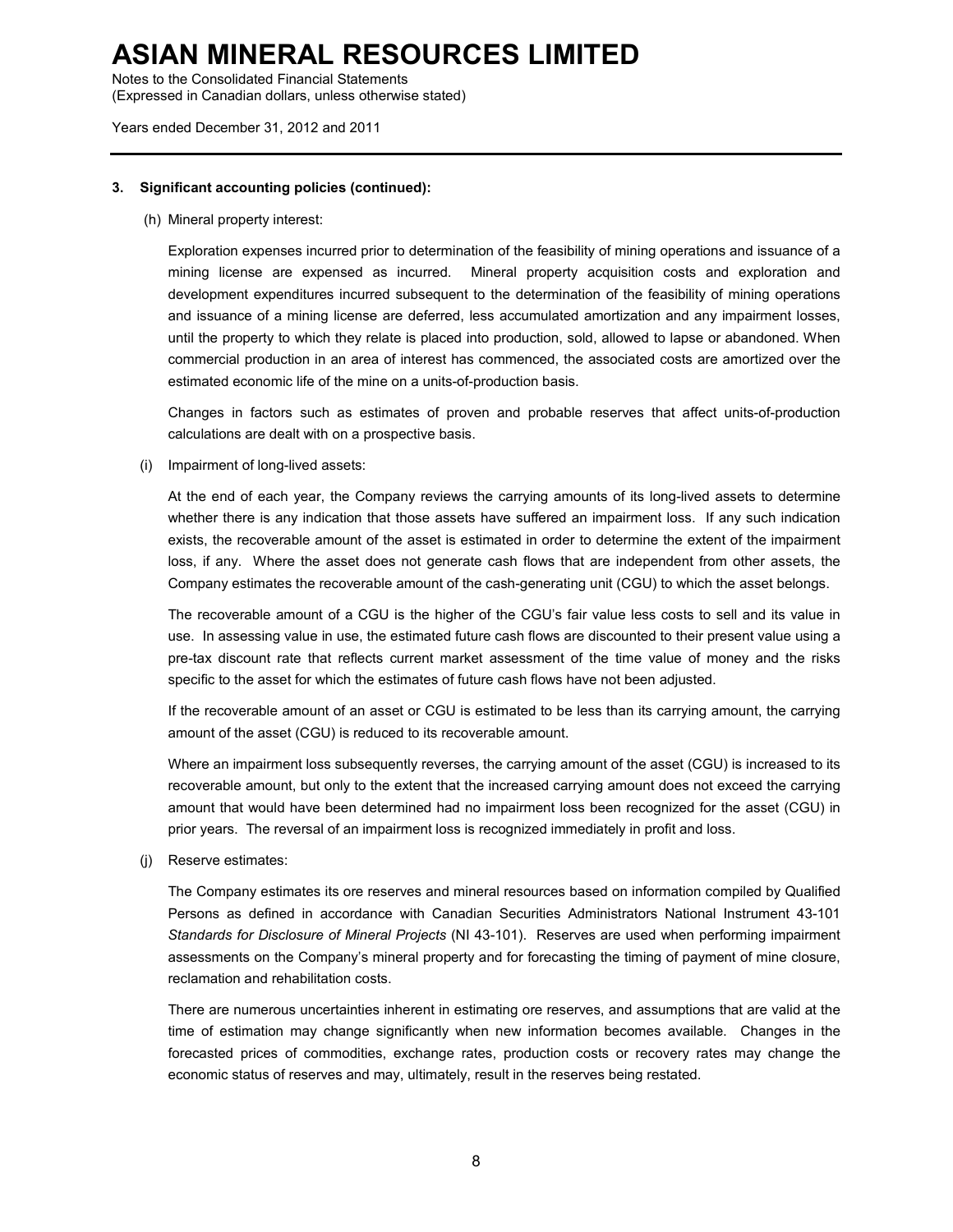### 3. Significant accounting policies (continued):

(h) Mineral property interest:

Exploration expenses incurred prior to determination of the feasibility of mining operations and issuance of a mining license are expensed as incurred. Mineral property acquisition costs and exploration and development expenditures incurred subsequent to the determination of the feasibility of mining operations and issuance of a mining license are deferred, less accumulated amortization and any impairment losses, until the property to which they relate is placed into production, sold, allowed to lapse or abandoned. When commercial production in an area of interest has commenced, the associated costs are amortized over the estimated economic life of the mine on a units-of-production basis.

Changes in factors such as estimates of proven and probable reserves that affect units-of-production calculations are dealt with on a prospective basis.

(i) Impairment of long-lived assets:

At the end of each year, the Company reviews the carrying amounts of its long-lived assets to determine whether there is any indication that those assets have suffered an impairment loss. If any such indication exists, the recoverable amount of the asset is estimated in order to determine the extent of the impairment loss, if any. Where the asset does not generate cash flows that are independent from other assets, the Company estimates the recoverable amount of the cash-generating unit (CGU) to which the asset belongs.

The recoverable amount of a CGU is the higher of the CGU's fair value less costs to sell and its value in use. In assessing value in use, the estimated future cash flows are discounted to their present value using a pre-tax discount rate that reflects current market assessment of the time value of money and the risks specific to the asset for which the estimates of future cash flows have not been adjusted.

If the recoverable amount of an asset or CGU is estimated to be less than its carrying amount, the carrying amount of the asset (CGU) is reduced to its recoverable amount.

Where an impairment loss subsequently reverses, the carrying amount of the asset (CGU) is increased to its recoverable amount, but only to the extent that the increased carrying amount does not exceed the carrying amount that would have been determined had no impairment loss been recognized for the asset (CGU) in prior years. The reversal of an impairment loss is recognized immediately in profit and loss.

(j) Reserve estimates:

The Company estimates its ore reserves and mineral resources based on information compiled by Qualified Persons as defined in accordance with Canadian Securities Administrators National Instrument 43-101 *Standards for Disclosure of Mineral Projects* (NI 43-101). Reserves are used when performing impairment assessments on the Company's mineral property and for forecasting the timing of payment of mine closure, reclamation and rehabilitation costs.

There are numerous uncertainties inherent in estimating ore reserves, and assumptions that are valid at the time of estimation may change significantly when new information becomes available. Changes in the forecasted prices of commodities, exchange rates, production costs or recovery rates may change the economic status of reserves and may, ultimately, result in the reserves being restated.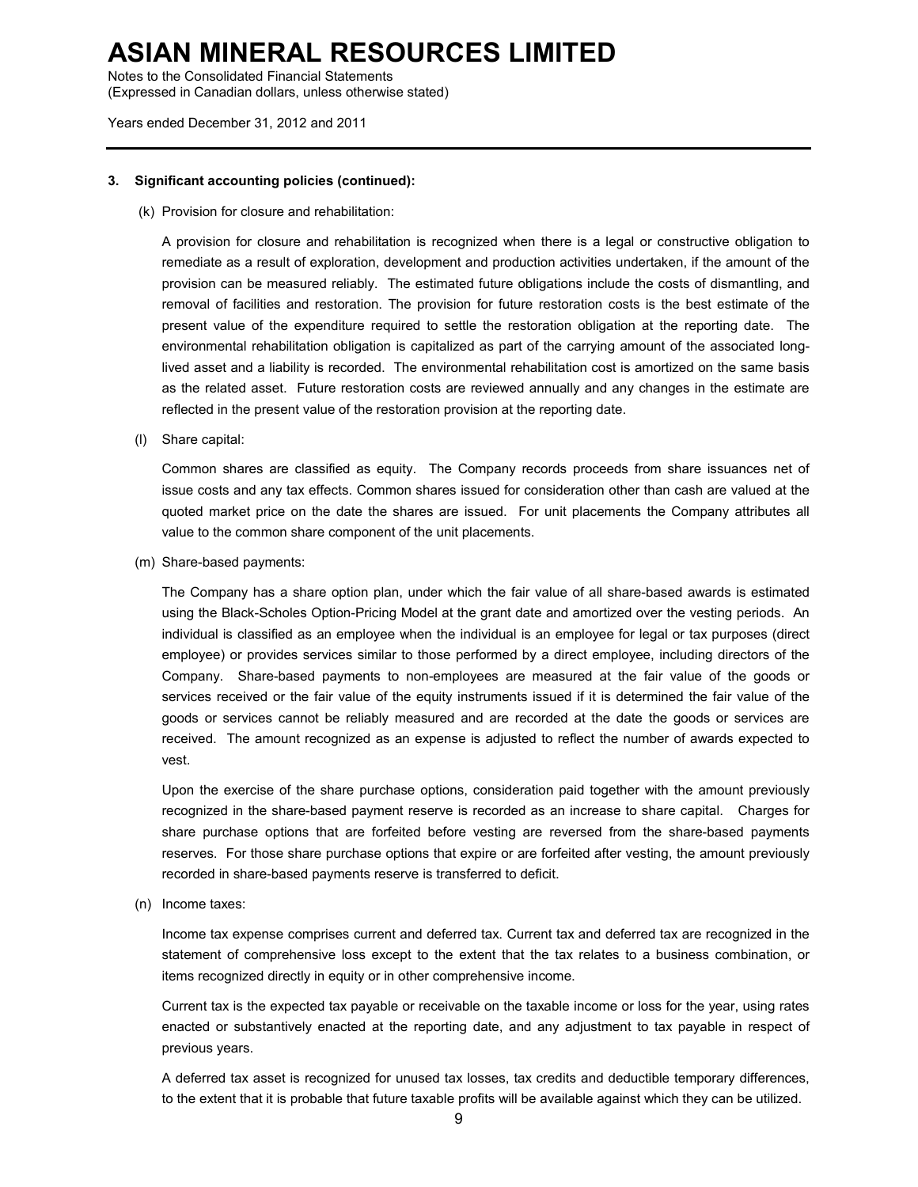### 3. Significant accounting policies (continued):

(k) Provision for closure and rehabilitation:

A provision for closure and rehabilitation is recognized when there is a legal or constructive obligation to remediate as a result of exploration, development and production activities undertaken, if the amount of the provision can be measured reliably. The estimated future obligations include the costs of dismantling, and removal of facilities and restoration. The provision for future restoration costs is the best estimate of the present value of the expenditure required to settle the restoration obligation at the reporting date. The environmental rehabilitation obligation is capitalized as part of the carrying amount of the associated long-lived asset and a liability is recorded. The environmental rehabilitation cost is amortized on the same basis as the related asset. Future restoration costs are reviewed annually and any changes in the estimate are reflected in the present value of the restoration provision at the reporting date.

(l) Share capital:

Common shares are classified as equity. The Company records proceeds from share issuances net of issue costs and any tax effects. Common shares issued for consideration other than cash are valued at the quoted market price on the date the shares are issued. For unit placements the Company attributes all value to the common share component of the unit placements.

(m) Share-based payments:

The Company has a share option plan, under which the fair value of all share-based awards is estimated using the Black-Scholes Option-Pricing Model at the grant date and amortized over the vesting periods. An individual is classified as an employee when the individual is an employee for legal or tax purposes (direct employee) or provides services similar to those performed by a direct employee, including directors of the Company. Share-based payments to non-employees are measured at the fair value of the goods or services received or the fair value of the equity instruments issued if it is determined the fair value of the goods or services cannot be reliably measured and are recorded at the date the goods or services are received. The amount recognized as an expense is adjusted to reflect the number of awards expected to vest.

Upon the exercise of the share purchase options, consideration paid together with the amount previously recognized in the share-based payment reserve is recorded as an increase to share capital. Charges for share purchase options that are forfeited before vesting are reversed from the share-based payments reserves. For those share purchase options that expire or are forfeited after vesting, the amount previously recorded in share-based payments reserve is transferred to deficit.

(n) Income taxes:

Income tax expense comprises current and deferred tax. Current tax and deferred tax are recognized in the statement of comprehensive loss except to the extent that the tax relates to a business combination, or items recognized directly in equity or in other comprehensive income.

Current tax is the expected tax payable or receivable on the taxable income or loss for the year, using rates enacted or substantively enacted at the reporting date, and any adjustment to tax payable in respect of previous years.

A deferred tax asset is recognized for unused tax losses, tax credits and deductible temporary differences, to the extent that it is probable that future taxable profits will be available against which they can be utilized.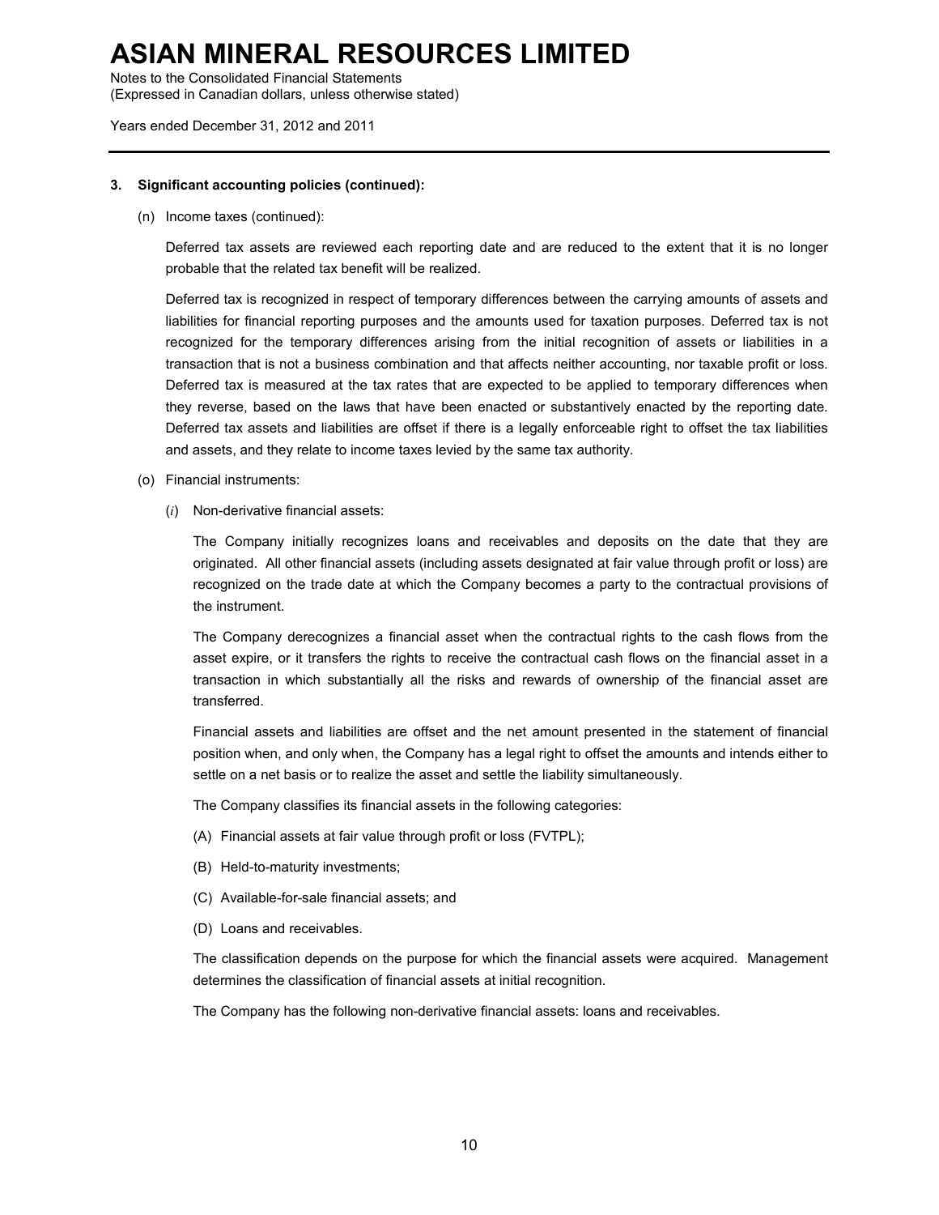### 3. Significant accounting policies (continued):

(n) Income taxes (continued):

Deferred tax assets are reviewed each reporting date and are reduced to the extent that it is no longer probable that the related tax benefit will be realized.

Deferred tax is recognized in respect of temporary differences between the carrying amounts of assets and liabilities for financial reporting purposes and the amounts used for taxation purposes. Deferred tax is not recognized for the temporary differences arising from the initial recognition of assets or liabilities in a transaction that is not a business combination and that affects neither accounting, nor taxable profit or loss. Deferred tax is measured at the tax rates that are expected to be applied to temporary differences when they reverse, based on the laws that have been enacted or substantively enacted by the reporting date. Deferred tax assets and liabilities are offset if there is a legally enforceable right to offset the tax liabilities and assets, and they relate to income taxes levied by the same tax authority.

(o) Financial instruments:

(*i*) Non-derivative financial assets:

The Company initially recognizes loans and receivables and deposits on the date that they are originated. All other financial assets (including assets designated at fair value through profit or loss) are recognized on the trade date at which the Company becomes a party to the contractual provisions of the instrument.

The Company derecognizes a financial asset when the contractual rights to the cash flows from the asset expire, or it transfers the rights to receive the contractual cash flows on the financial asset in a transaction in which substantially all the risks and rewards of ownership of the financial asset are transferred.

Financial assets and liabilities are offset and the net amount presented in the statement of financial position when, and only when, the Company has a legal right to offset the amounts and intends either to settle on a net basis or to realize the asset and settle the liability simultaneously.

The Company classifies its financial assets in the following categories:

(A) Financial assets at fair value through profit or loss (FVTPL);

(B) Held-to-maturity investments;

(C) Available-for-sale financial assets; and

(D) Loans and receivables.

The classification depends on the purpose for which the financial assets were acquired. Management determines the classification of financial assets at initial recognition.

The Company has the following non-derivative financial assets: loans and receivables.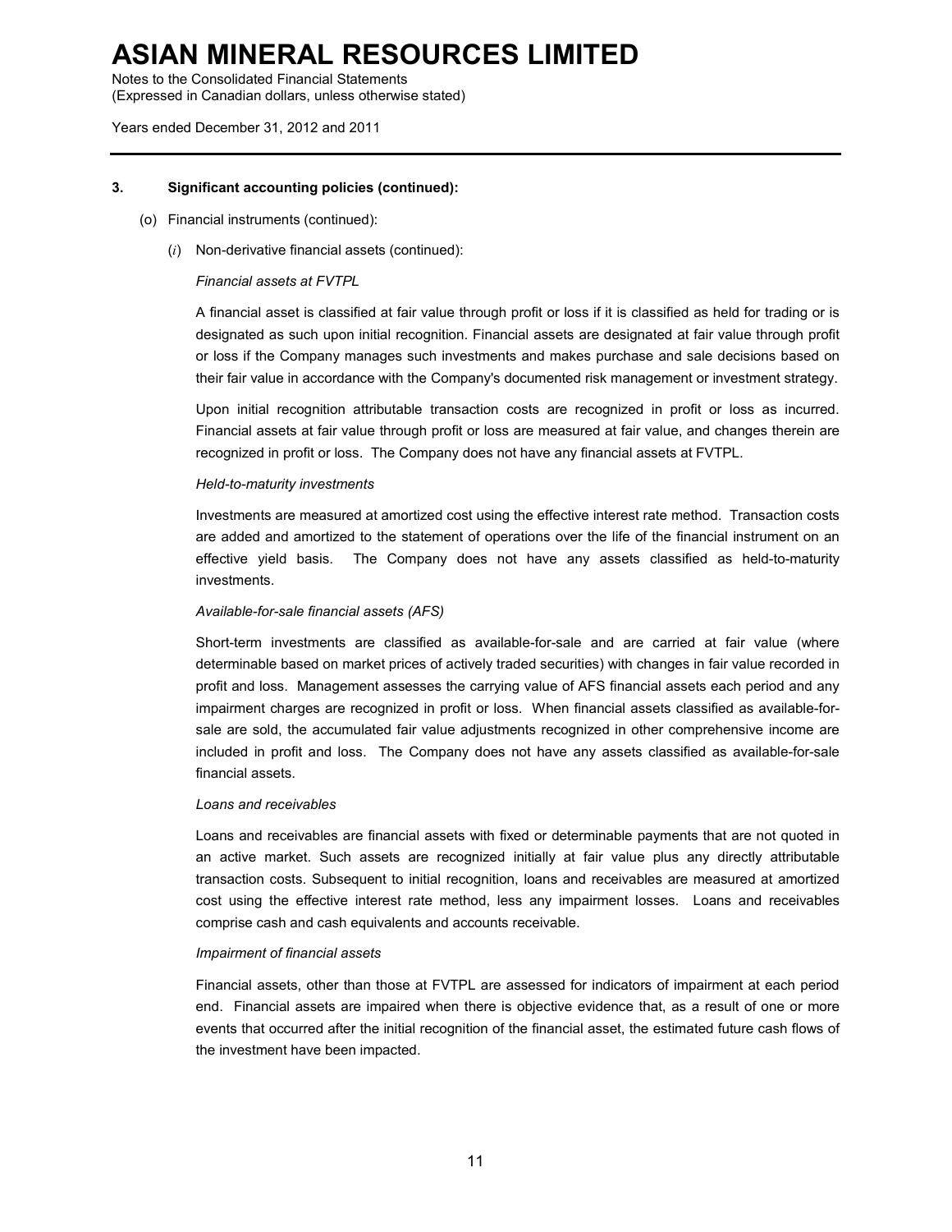### 3. Significant accounting policies (continued):

(o) Financial instruments (continued):

(*i*) Non-derivative financial assets (continued):

*Financial assets at FVTPL*

A financial asset is classified at fair value through profit or loss if it is classified as held for trading or is designated as such upon initial recognition. Financial assets are designated at fair value through profit or loss if the Company manages such investments and makes purchase and sale decisions based on their fair value in accordance with the Company's documented risk management or investment strategy.

Upon initial recognition attributable transaction costs are recognized in profit or loss as incurred. Financial assets at fair value through profit or loss are measured at fair value, and changes therein are recognized in profit or loss. The Company does not have any financial assets at FVTPL.

*Held-to-maturity investments*

Investments are measured at amortized cost using the effective interest rate method. Transaction costs are added and amortized to the statement of operations over the life of the financial instrument on an effective yield basis. The Company does not have any assets classified as held-to-maturity investments.

*Available-for-sale financial assets (AFS)*

Short-term investments are classified as available-for-sale and are carried at fair value (where determinable based on market prices of actively traded securities) with changes in fair value recorded in profit and loss. Management assesses the carrying value of AFS financial assets each period and any impairment charges are recognized in profit or loss. When financial assets classified as available-for-sale are sold, the accumulated fair value adjustments recognized in other comprehensive income are included in profit and loss. The Company does not have any assets classified as available-for-sale financial assets.

*Loans and receivables*

Loans and receivables are financial assets with fixed or determinable payments that are not quoted in an active market. Such assets are recognized initially at fair value plus any directly attributable transaction costs. Subsequent to initial recognition, loans and receivables are measured at amortized cost using the effective interest rate method, less any impairment losses. Loans and receivables comprise cash and cash equivalents and accounts receivable.

*Impairment of financial assets*

Financial assets, other than those at FVTPL are assessed for indicators of impairment at each period end. Financial assets are impaired when there is objective evidence that, as a result of one or more events that occurred after the initial recognition of the financial asset, the estimated future cash flows of the investment have been impacted.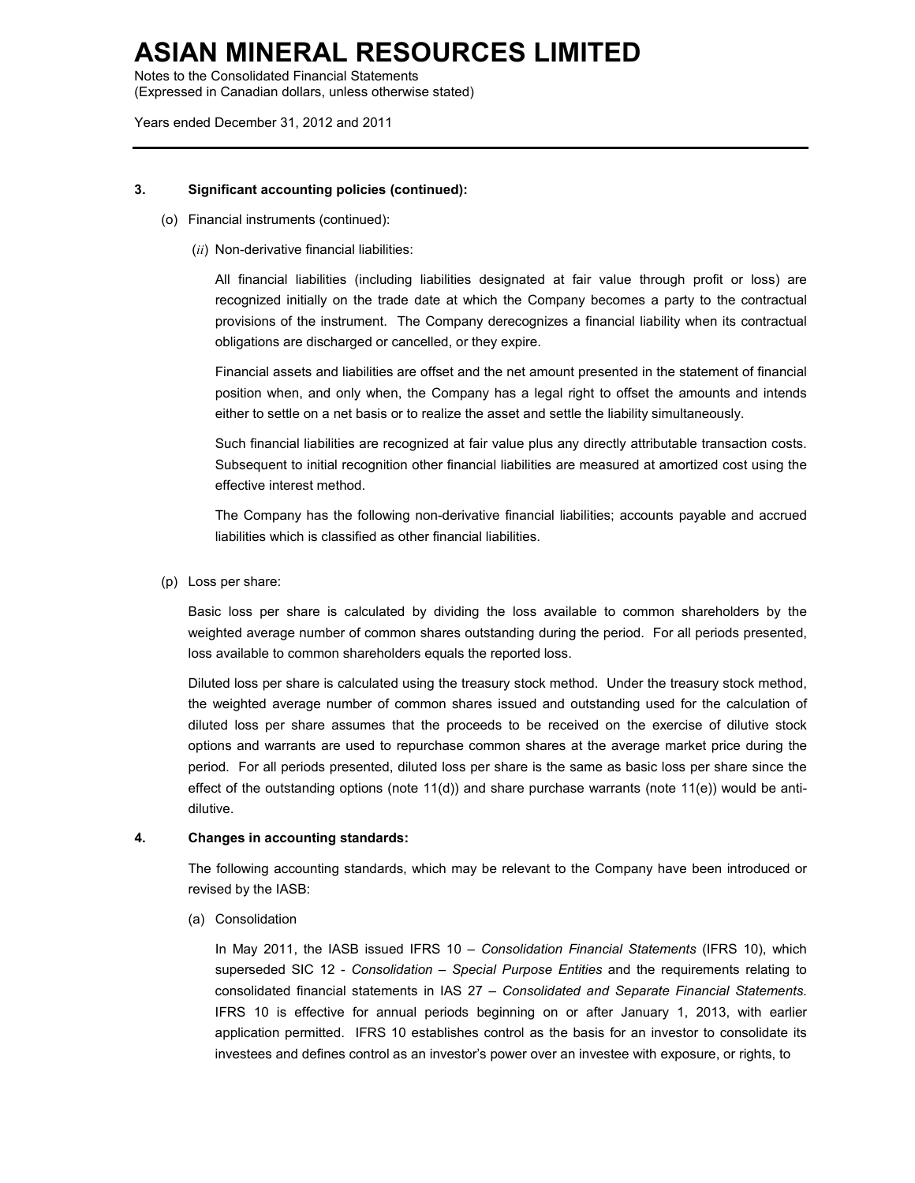### 3. Significant accounting policies (continued):

(o) Financial instruments (continued):

(*ii*) Non-derivative financial liabilities:

All financial liabilities (including liabilities designated at fair value through profit or loss) are recognized initially on the trade date at which the Company becomes a party to the contractual provisions of the instrument. The Company derecognizes a financial liability when its contractual obligations are discharged or cancelled, or they expire.

Financial assets and liabilities are offset and the net amount presented in the statement of financial position when, and only when, the Company has a legal right to offset the amounts and intends either to settle on a net basis or to realize the asset and settle the liability simultaneously.

Such financial liabilities are recognized at fair value plus any directly attributable transaction costs. Subsequent to initial recognition other financial liabilities are measured at amortized cost using the effective interest method.

The Company has the following non-derivative financial liabilities; accounts payable and accrued liabilities which is classified as other financial liabilities.

(p) Loss per share:

Basic loss per share is calculated by dividing the loss available to common shareholders by the weighted average number of common shares outstanding during the period. For all periods presented, loss available to common shareholders equals the reported loss.

Diluted loss per share is calculated using the treasury stock method. Under the treasury stock method, the weighted average number of common shares issued and outstanding used for the calculation of diluted loss per share assumes that the proceeds to be received on the exercise of dilutive stock options and warrants are used to repurchase common shares at the average market price during the period. For all periods presented, diluted loss per share is the same as basic loss per share since the effect of the outstanding options (note 11(d)) and share purchase warrants (note 11(e)) would be anti-dilutive.

### 4. Changes in accounting standards:

The following accounting standards, which may be relevant to the Company have been introduced or revised by the IASB:

(a) Consolidation

In May 2011, the IASB issued IFRS 10 – *Consolidation Financial Statements* (IFRS 10), which superseded SIC 12 - *Consolidation – Special Purpose Entities* and the requirements relating to consolidated financial statements in IAS 27 – *Consolidated and Separate Financial Statements.* IFRS 10 is effective for annual periods beginning on or after January 1, 2013, with earlier application permitted. IFRS 10 establishes control as the basis for an investor to consolidate its investees and defines control as an investor's power over an investee with exposure, or rights, to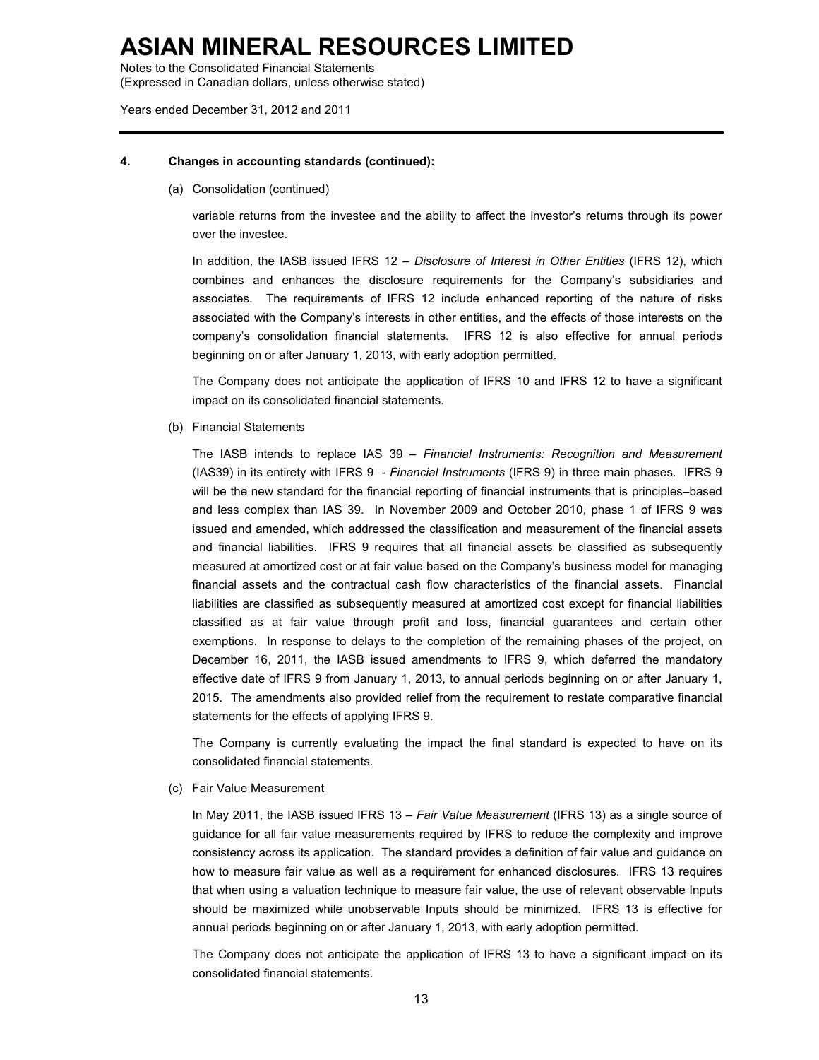#### 4. Changes in accounting standards (continued):

(a) Consolidation (continued)

variable returns from the investee and the ability to affect the investor's returns through its power over the investee.

In addition, the IASB issued IFRS 12 – *Disclosure of Interest in Other Entities* (IFRS 12), which combines and enhances the disclosure requirements for the Company's subsidiaries and associates. The requirements of IFRS 12 include enhanced reporting of the nature of risks associated with the Company's interests in other entities, and the effects of those interests on the company's consolidation financial statements. IFRS 12 is also effective for annual periods beginning on or after January 1, 2013, with early adoption permitted.

The Company does not anticipate the application of IFRS 10 and IFRS 12 to have a significant impact on its consolidated financial statements.

(b) Financial Statements

The IASB intends to replace IAS 39 – *Financial Instruments: Recognition and Measurement* (IAS39) in its entirety with IFRS 9 - *Financial Instruments* (IFRS 9) in three main phases. IFRS 9 will be the new standard for the financial reporting of financial instruments that is principles–based and less complex than IAS 39. In November 2009 and October 2010, phase 1 of IFRS 9 was issued and amended, which addressed the classification and measurement of the financial assets and financial liabilities. IFRS 9 requires that all financial assets be classified as subsequently measured at amortized cost or at fair value based on the Company's business model for managing financial assets and the contractual cash flow characteristics of the financial assets. Financial liabilities are classified as subsequently measured at amortized cost except for financial liabilities classified as at fair value through profit and loss, financial guarantees and certain other exemptions. In response to delays to the completion of the remaining phases of the project, on December 16, 2011, the IASB issued amendments to IFRS 9, which deferred the mandatory effective date of IFRS 9 from January 1, 2013, to annual periods beginning on or after January 1, 2015. The amendments also provided relief from the requirement to restate comparative financial statements for the effects of applying IFRS 9.

The Company is currently evaluating the impact the final standard is expected to have on its consolidated financial statements.

(c) Fair Value Measurement

In May 2011, the IASB issued IFRS 13 – *Fair Value Measurement* (IFRS 13) as a single source of guidance for all fair value measurements required by IFRS to reduce the complexity and improve consistency across its application. The standard provides a definition of fair value and guidance on how to measure fair value as well as a requirement for enhanced disclosures. IFRS 13 requires that when using a valuation technique to measure fair value, the use of relevant observable Inputs should be maximized while unobservable Inputs should be minimized. IFRS 13 is effective for annual periods beginning on or after January 1, 2013, with early adoption permitted.

The Company does not anticipate the application of IFRS 13 to have a significant impact on its consolidated financial statements.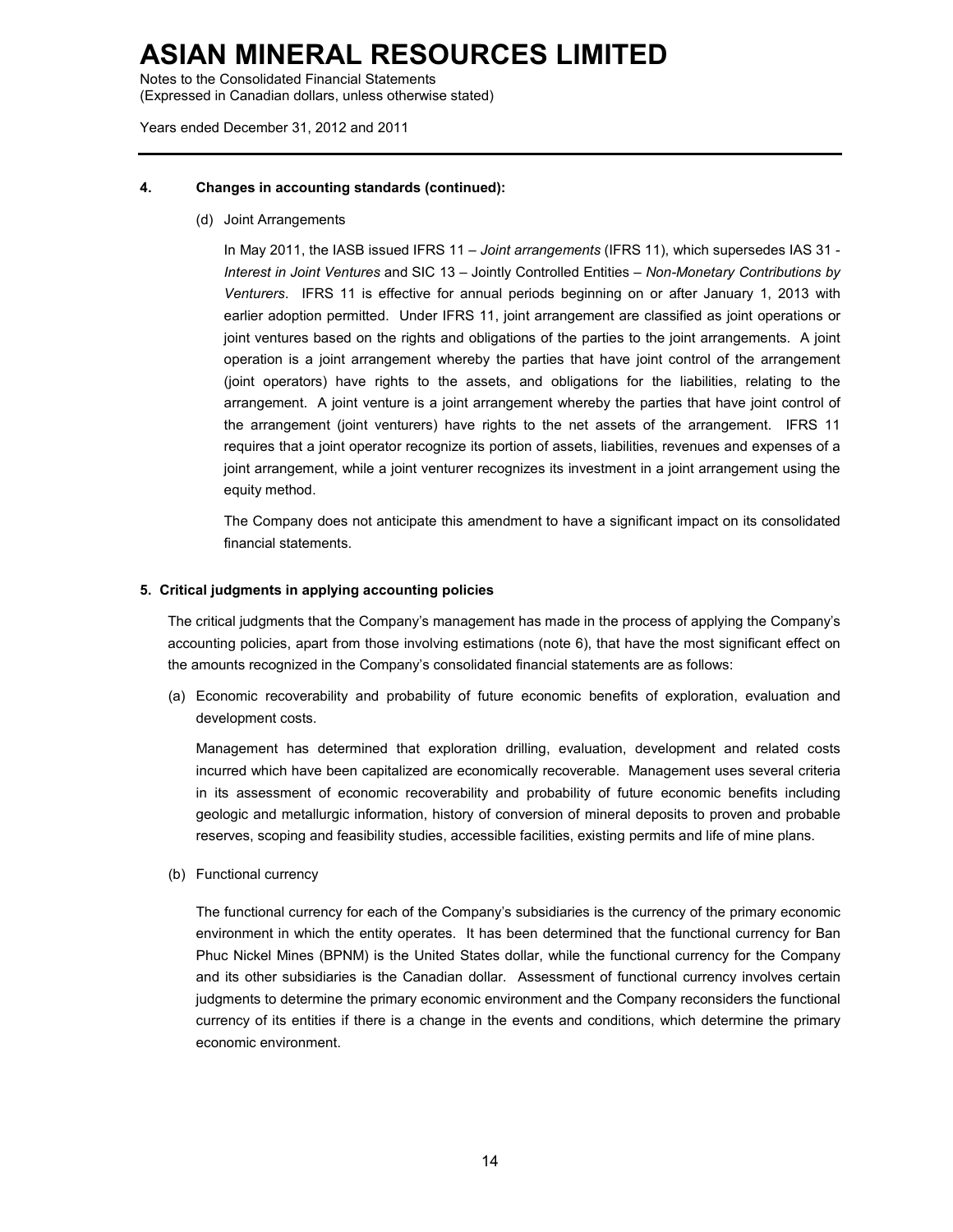### 4. Changes in accounting standards (continued):

(d) Joint Arrangements

In May 2011, the IASB issued IFRS 11 – *Joint arrangements* (IFRS 11), which supersedes IAS 31 - *Interest in Joint Ventures* and SIC 13 – Jointly Controlled Entities – *Non-Monetary Contributions by Venturers*. IFRS 11 is effective for annual periods beginning on or after January 1, 2013 with earlier adoption permitted. Under IFRS 11, joint arrangement are classified as joint operations or joint ventures based on the rights and obligations of the parties to the joint arrangements. A joint operation is a joint arrangement whereby the parties that have joint control of the arrangement (joint operators) have rights to the assets, and obligations for the liabilities, relating to the arrangement. A joint venture is a joint arrangement whereby the parties that have joint control of the arrangement (joint venturers) have rights to the net assets of the arrangement. IFRS 11 requires that a joint operator recognize its portion of assets, liabilities, revenues and expenses of a joint arrangement, while a joint venturer recognizes its investment in a joint arrangement using the equity method.

The Company does not anticipate this amendment to have a significant impact on its consolidated financial statements.

### 5. Critical judgments in applying accounting policies

The critical judgments that the Company's management has made in the process of applying the Company's accounting policies, apart from those involving estimations (note 6), that have the most significant effect on the amounts recognized in the Company's consolidated financial statements are as follows:

(a) Economic recoverability and probability of future economic benefits of exploration, evaluation and development costs.

Management has determined that exploration drilling, evaluation, development and related costs incurred which have been capitalized are economically recoverable. Management uses several criteria in its assessment of economic recoverability and probability of future economic benefits including geologic and metallurgic information, history of conversion of mineral deposits to proven and probable reserves, scoping and feasibility studies, accessible facilities, existing permits and life of mine plans.

(b) Functional currency

The functional currency for each of the Company's subsidiaries is the currency of the primary economic environment in which the entity operates. It has been determined that the functional currency for Ban Phuc Nickel Mines (BPNM) is the United States dollar, while the functional currency for the Company and its other subsidiaries is the Canadian dollar. Assessment of functional currency involves certain judgments to determine the primary economic environment and the Company reconsiders the functional currency of its entities if there is a change in the events and conditions, which determine the primary economic environment.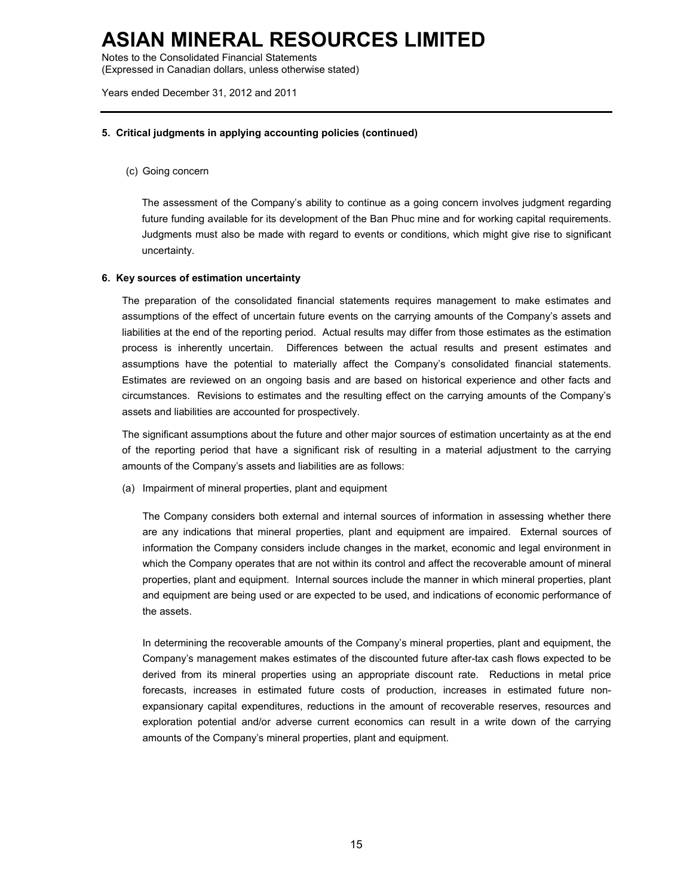**5. Critical judgments in applying accounting policies (continued)**

(c) Going concern

The assessment of the Company's ability to continue as a going concern involves judgment regarding future funding available for its development of the Ban Phuc mine and for working capital requirements. Judgments must also be made with regard to events or conditions, which might give rise to significant uncertainty.

**6. Key sources of estimation uncertainty**

The preparation of the consolidated financial statements requires management to make estimates and assumptions of the effect of uncertain future events on the carrying amounts of the Company's assets and liabilities at the end of the reporting period. Actual results may differ from those estimates as the estimation process is inherently uncertain. Differences between the actual results and present estimates and assumptions have the potential to materially affect the Company's consolidated financial statements. Estimates are reviewed on an ongoing basis and are based on historical experience and other facts and circumstances. Revisions to estimates and the resulting effect on the carrying amounts of the Company's assets and liabilities are accounted for prospectively.

The significant assumptions about the future and other major sources of estimation uncertainty as at the end of the reporting period that have a significant risk of resulting in a material adjustment to the carrying amounts of the Company's assets and liabilities are as follows:

(a) Impairment of mineral properties, plant and equipment

The Company considers both external and internal sources of information in assessing whether there are any indications that mineral properties, plant and equipment are impaired. External sources of information the Company considers include changes in the market, economic and legal environment in which the Company operates that are not within its control and affect the recoverable amount of mineral properties, plant and equipment. Internal sources include the manner in which mineral properties, plant and equipment are being used or are expected to be used, and indications of economic performance of the assets.

In determining the recoverable amounts of the Company's mineral properties, plant and equipment, the Company's management makes estimates of the discounted future after-tax cash flows expected to be derived from its mineral properties using an appropriate discount rate. Reductions in metal price forecasts, increases in estimated future costs of production, increases in estimated future non-expansionary capital expenditures, reductions in the amount of recoverable reserves, resources and exploration potential and/or adverse current economics can result in a write down of the carrying amounts of the Company's mineral properties, plant and equipment.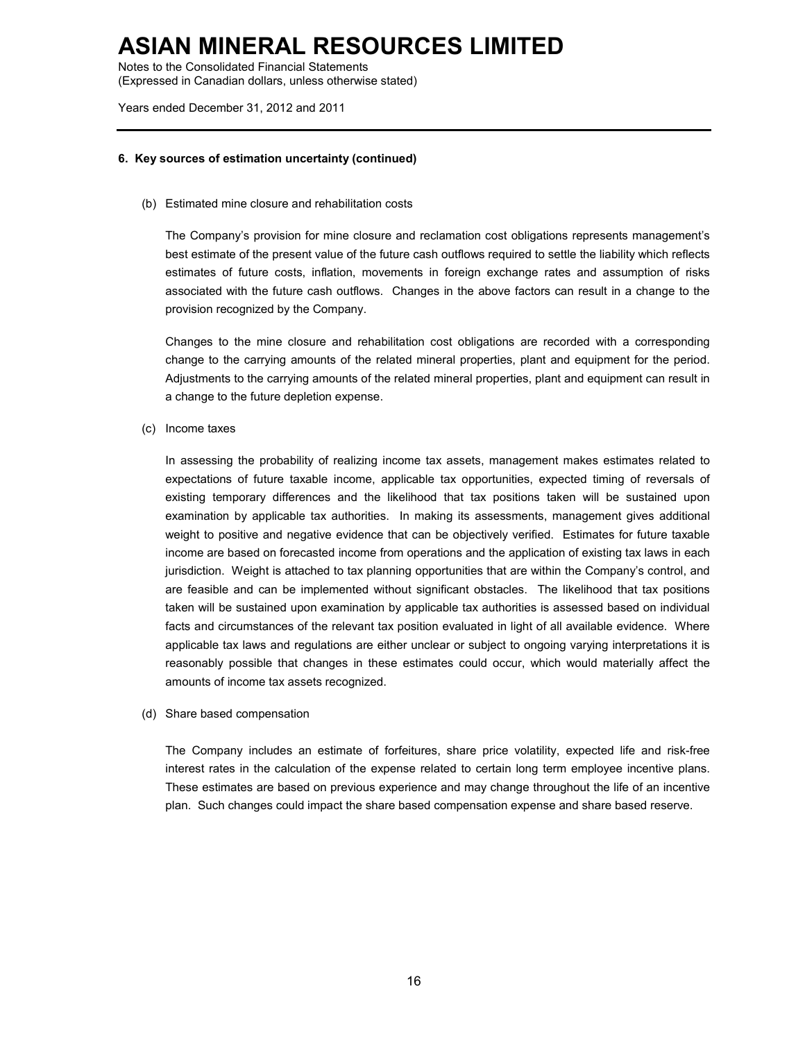#### 6. Key sources of estimation uncertainty (continued)

(b) Estimated mine closure and rehabilitation costs

The Company's provision for mine closure and reclamation cost obligations represents management's best estimate of the present value of the future cash outflows required to settle the liability which reflects estimates of future costs, inflation, movements in foreign exchange rates and assumption of risks associated with the future cash outflows. Changes in the above factors can result in a change to the provision recognized by the Company.

Changes to the mine closure and rehabilitation cost obligations are recorded with a corresponding change to the carrying amounts of the related mineral properties, plant and equipment for the period. Adjustments to the carrying amounts of the related mineral properties, plant and equipment can result in a change to the future depletion expense.

(c) Income taxes

In assessing the probability of realizing income tax assets, management makes estimates related to expectations of future taxable income, applicable tax opportunities, expected timing of reversals of existing temporary differences and the likelihood that tax positions taken will be sustained upon examination by applicable tax authorities. In making its assessments, management gives additional weight to positive and negative evidence that can be objectively verified. Estimates for future taxable income are based on forecasted income from operations and the application of existing tax laws in each jurisdiction. Weight is attached to tax planning opportunities that are within the Company's control, and are feasible and can be implemented without significant obstacles. The likelihood that tax positions taken will be sustained upon examination by applicable tax authorities is assessed based on individual facts and circumstances of the relevant tax position evaluated in light of all available evidence. Where applicable tax laws and regulations are either unclear or subject to ongoing varying interpretations it is reasonably possible that changes in these estimates could occur, which would materially affect the amounts of income tax assets recognized.

(d) Share based compensation

The Company includes an estimate of forfeitures, share price volatility, expected life and risk-free interest rates in the calculation of the expense related to certain long term employee incentive plans. These estimates are based on previous experience and may change throughout the life of an incentive plan. Such changes could impact the share based compensation expense and share based reserve.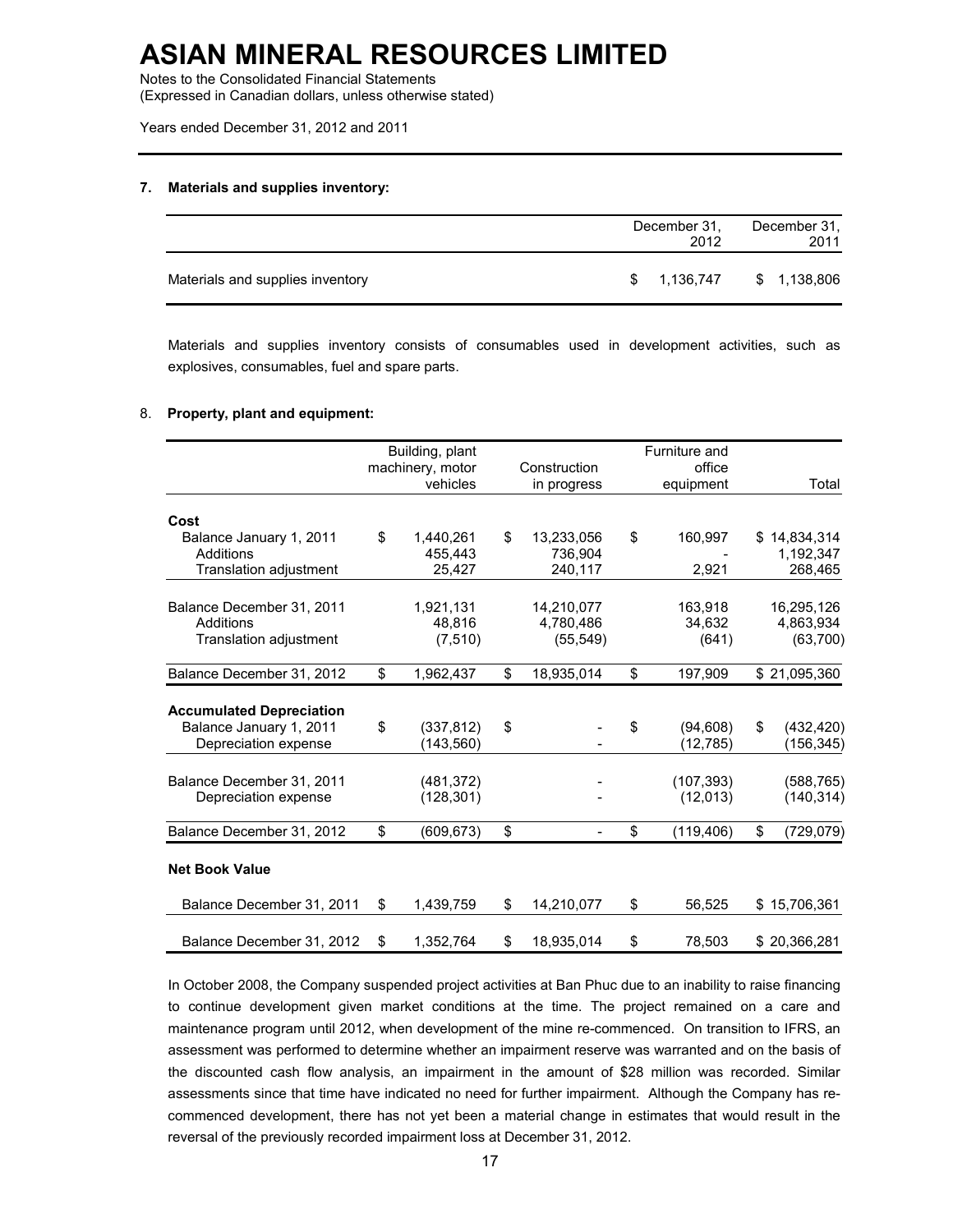# ASIAN MINERAL RESOURCES LIMITED

Notes to the Consolidated Financial Statements
(Expressed in Canadian dollars, unless otherwise stated)

Years ended December 31, 2012 and 2011

## 7. Materials and supplies inventory:

| | December 31, 2012 | December 31, 2011 |
|---|---|---|
| Materials and supplies inventory | $ 1,136,747 | $ 1,138,806 |

Materials and supplies inventory consists of consumables used in development activities, such as explosives, consumables, fuel and spare parts.

## 8. Property, plant and equipment:

| | Building, plant machinery, motor vehicles | Construction in progress | Furniture and office equipment | Total |
|---|---|---|---|---|
| **Cost** | | | | |
| Balance January 1, 2011 | $ 1,440,261 | $ 13,233,056 | $ 160,997 | $ 14,834,314 |
| Additions | 455,443 | 736,904 | - | 1,192,347 |
| Translation adjustment | 25,427 | 240,117 | 2,921 | 268,465 |
| Balance December 31, 2011 | 1,921,131 | 14,210,077 | 163,918 | 16,295,126 |
| Additions | 48,816 | 4,780,486 | 34,632 | 4,863,934 |
| Translation adjustment | (7,510) | (55,549) | (641) | (63,700) |
| Balance December 31, 2012 | $ 1,962,437 | $ 18,935,014 | $ 197,909 | $ 21,095,360 |
| **Accumulated Depreciation** | | | | |
| Balance January 1, 2011 | $ (337,812) | $ - | $ (94,608) | $ (432,420) |
| Depreciation expense | (143,560) | - | (12,785) | (156,345) |
| Balance December 31, 2011 | (481,372) | - | (107,393) | (588,765) |
| Depreciation expense | (128,301) | - | (12,013) | (140,314) |
| Balance December 31, 2012 | $ (609,673) | $ - | $ (119,406) | $ (729,079) |
| **Net Book Value** | | | | |
| Balance December 31, 2011 | $ 1,439,759 | $ 14,210,077 | $ 56,525 | $ 15,706,361 |
| Balance December 31, 2012 | $ 1,352,764 | $ 18,935,014 | $ 78,503 | $ 20,366,281 |

In October 2008, the Company suspended project activities at Ban Phuc due to an inability to raise financing to continue development given market conditions at the time. The project remained on a care and maintenance program until 2012, when development of the mine re-commenced. On transition to IFRS, an assessment was performed to determine whether an impairment reserve was warranted and on the basis of the discounted cash flow analysis, an impairment in the amount of $28 million was recorded. Similar assessments since that time have indicated no need for further impairment. Although the Company has re-commenced development, there has not yet been a material change in estimates that would result in the reversal of the previously recorded impairment loss at December 31, 2012.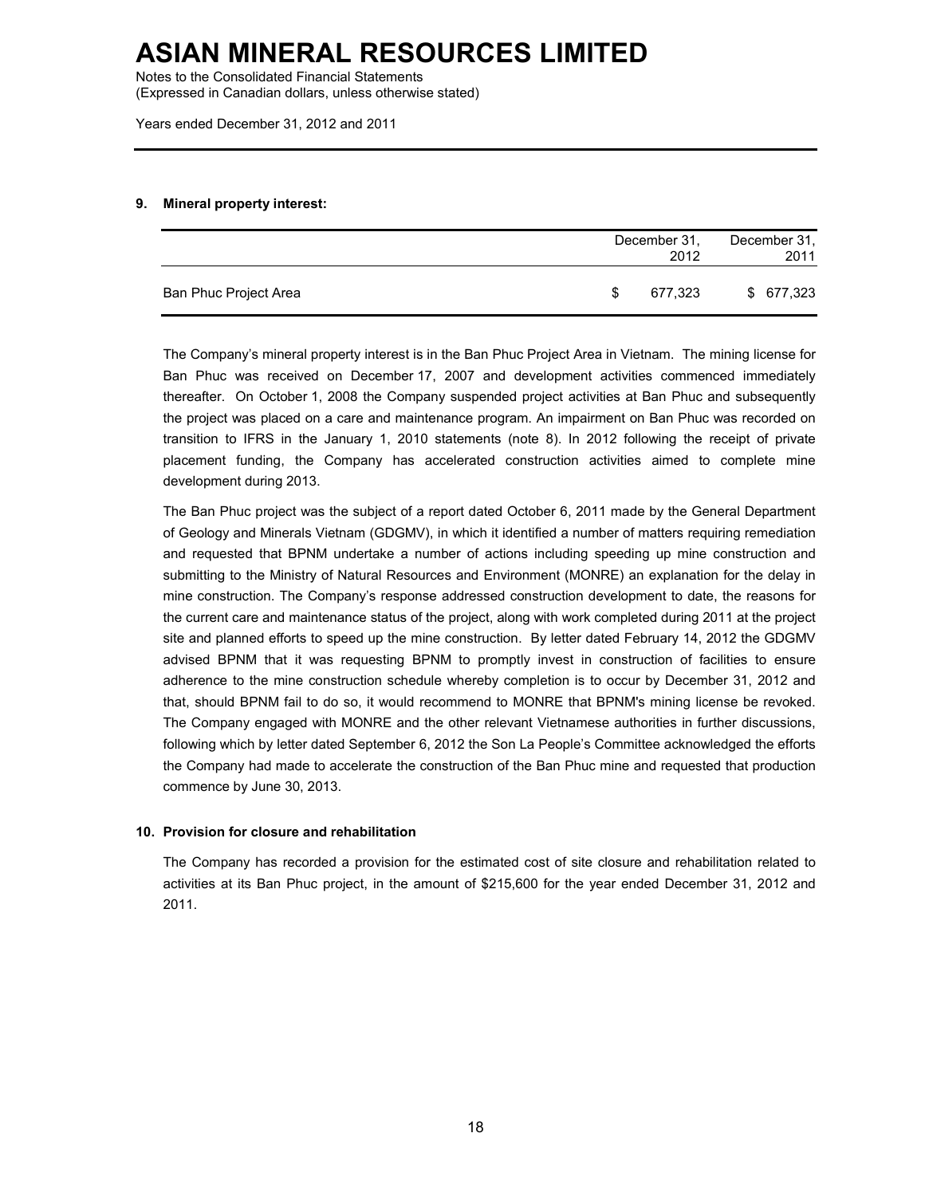## 9. Mineral property interest:

| | December 31, 2012 | December 31, 2011 |
|---|---|---|
| Ban Phuc Project Area | $ 677,323 | $ 677,323 |

The Company's mineral property interest is in the Ban Phuc Project Area in Vietnam. The mining license for Ban Phuc was received on December 17, 2007 and development activities commenced immediately thereafter. On October 1, 2008 the Company suspended project activities at Ban Phuc and subsequently the project was placed on a care and maintenance program. An impairment on Ban Phuc was recorded on transition to IFRS in the January 1, 2010 statements (note 8). In 2012 following the receipt of private placement funding, the Company has accelerated construction activities aimed to complete mine development during 2013.

The Ban Phuc project was the subject of a report dated October 6, 2011 made by the General Department of Geology and Minerals Vietnam (GDGMV), in which it identified a number of matters requiring remediation and requested that BPNM undertake a number of actions including speeding up mine construction and submitting to the Ministry of Natural Resources and Environment (MONRE) an explanation for the delay in mine construction. The Company's response addressed construction development to date, the reasons for the current care and maintenance status of the project, along with work completed during 2011 at the project site and planned efforts to speed up the mine construction. By letter dated February 14, 2012 the GDGMV advised BPNM that it was requesting BPNM to promptly invest in construction of facilities to ensure adherence to the mine construction schedule whereby completion is to occur by December 31, 2012 and that, should BPNM fail to do so, it would recommend to MONRE that BPNM's mining license be revoked. The Company engaged with MONRE and the other relevant Vietnamese authorities in further discussions, following which by letter dated September 6, 2012 the Son La People's Committee acknowledged the efforts the Company had made to accelerate the construction of the Ban Phuc mine and requested that production commence by June 30, 2013.

## 10. Provision for closure and rehabilitation

The Company has recorded a provision for the estimated cost of site closure and rehabilitation related to activities at its Ban Phuc project, in the amount of $215,600 for the year ended December 31, 2012 and 2011.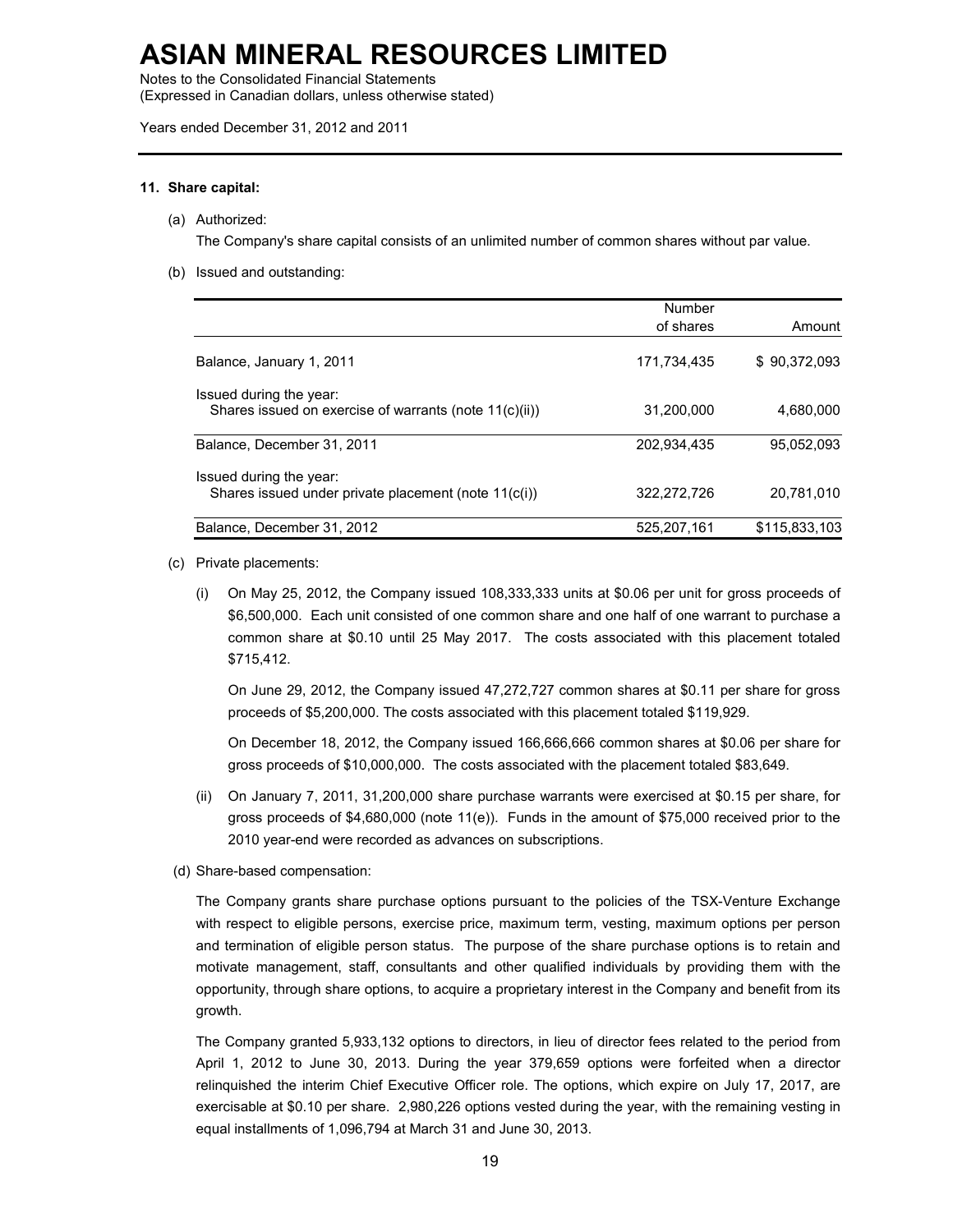# ASIAN MINERAL RESOURCES LIMITED

Notes to the Consolidated Financial Statements
(Expressed in Canadian dollars, unless otherwise stated)

Years ended December 31, 2012 and 2011

## 11. Share capital:

(a) Authorized:

The Company's share capital consists of an unlimited number of common shares without par value.

(b) Issued and outstanding:

| | Number of shares | Amount |
|---|---|---|
| Balance, January 1, 2011 | 171,734,435 | $ 90,372,093 |
| Issued during the year: | | |
| Shares issued on exercise of warrants (note 11(c)(ii)) | 31,200,000 | 4,680,000 |
| Balance, December 31, 2011 | 202,934,435 | 95,052,093 |
| Issued during the year: | | |
| Shares issued under private placement (note 11(c(i)) | 322,272,726 | 20,781,010 |
| Balance, December 31, 2012 | 525,207,161 | $115,833,103 |

(c) Private placements:

(i) On May 25, 2012, the Company issued 108,333,333 units at $0.06 per unit for gross proceeds of $6,500,000. Each unit consisted of one common share and one half of one warrant to purchase a common share at $0.10 until 25 May 2017. The costs associated with this placement totaled $715,412.

On June 29, 2012, the Company issued 47,272,727 common shares at $0.11 per share for gross proceeds of $5,200,000. The costs associated with this placement totaled $119,929.

On December 18, 2012, the Company issued 166,666,666 common shares at $0.06 per share for gross proceeds of $10,000,000. The costs associated with the placement totaled $83,649.

(ii) On January 7, 2011, 31,200,000 share purchase warrants were exercised at $0.15 per share, for gross proceeds of $4,680,000 (note 11(e)). Funds in the amount of $75,000 received prior to the 2010 year-end were recorded as advances on subscriptions.

(d) Share-based compensation:

The Company grants share purchase options pursuant to the policies of the TSX-Venture Exchange with respect to eligible persons, exercise price, maximum term, vesting, maximum options per person and termination of eligible person status. The purpose of the share purchase options is to retain and motivate management, staff, consultants and other qualified individuals by providing them with the opportunity, through share options, to acquire a proprietary interest in the Company and benefit from its growth.

The Company granted 5,933,132 options to directors, in lieu of director fees related to the period from April 1, 2012 to June 30, 2013. During the year 379,659 options were forfeited when a director relinquished the interim Chief Executive Officer role. The options, which expire on July 17, 2017, are exercisable at $0.10 per share. 2,980,226 options vested during the year, with the remaining vesting in equal installments of 1,096,794 at March 31 and June 30, 2013.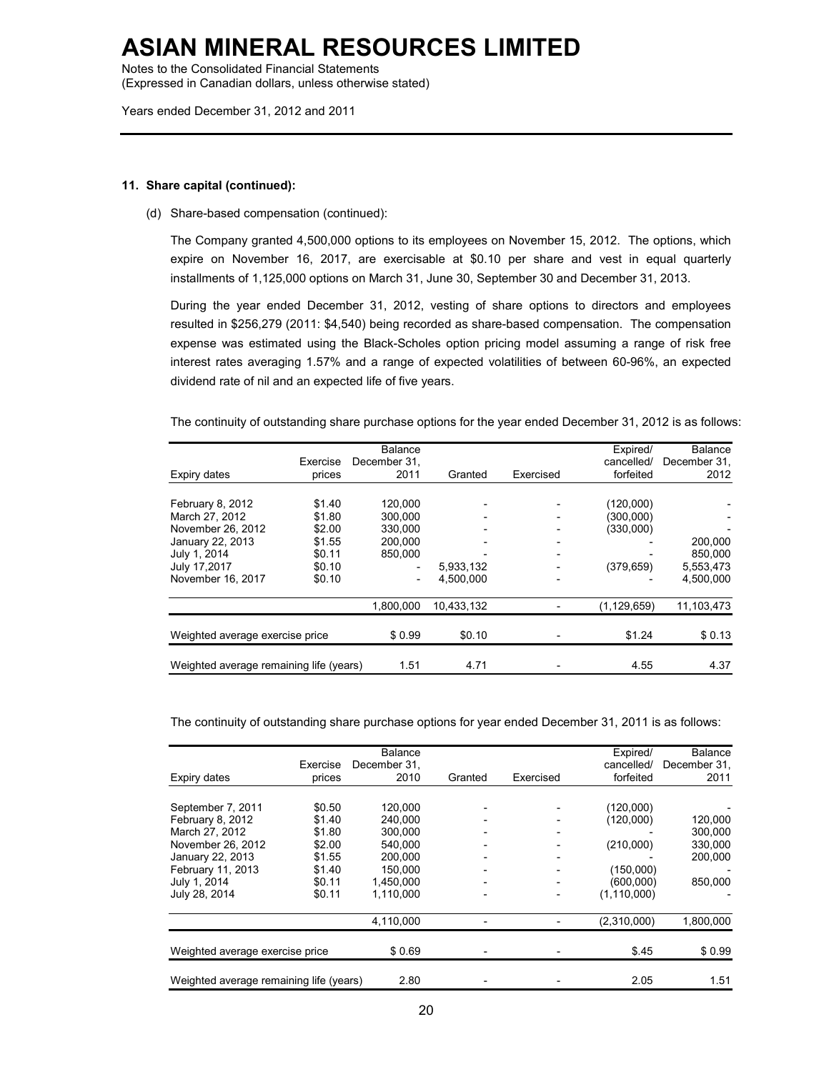**11. Share capital (continued):**

(d) Share-based compensation (continued):

The Company granted 4,500,000 options to its employees on November 15, 2012. The options, which expire on November 16, 2017, are exercisable at \$0.10 per share and vest in equal quarterly installments of 1,125,000 options on March 31, June 30, September 30 and December 31, 2013.

During the year ended December 31, 2012, vesting of share options to directors and employees resulted in \$256,279 (2011: \$4,540) being recorded as share-based compensation. The compensation expense was estimated using the Black-Scholes option pricing model assuming a range of risk free interest rates averaging 1.57% and a range of expected volatilities of between 60-96%, an expected dividend rate of nil and an expected life of five years.

The continuity of outstanding share purchase options for the year ended December 31, 2012 is as follows:

| Expiry dates | Exercise prices | Balance December 31, 2011 | Granted | Exercised | Expired/ cancelled/ forfeited | Balance December 31, 2012 |
|---|---|---|---|---|---|---|
| February 8, 2012 | \$1.40 | 120,000 | - | - | (120,000) | - |
| March 27, 2012 | \$1.80 | 300,000 | - | - | (300,000) | - |
| November 26, 2012 | \$2.00 | 330,000 | - | - | (330,000) | - |
| January 22, 2013 | \$1.55 | 200,000 | - | - | - | 200,000 |
| July 1, 2014 | \$0.11 | 850,000 | - | - | - | 850,000 |
| July 17,2017 | \$0.10 | - | 5,933,132 | - | (379,659) | 5,553,473 |
| November 16, 2017 | \$0.10 | - | 4,500,000 | - | - | 4,500,000 |
| | | 1,800,000 | 10,433,132 | - | (1,129,659) | 11,103,473 |
| Weighted average exercise price | | \$ 0.99 | \$0.10 | - | \$1.24 | \$ 0.13 |
| Weighted average remaining life (years) | | 1.51 | 4.71 | - | 4.55 | 4.37 |

The continuity of outstanding share purchase options for year ended December 31, 2011 is as follows:

| Expiry dates | Exercise prices | Balance December 31, 2010 | Granted | Exercised | Expired/ cancelled/ forfeited | Balance December 31, 2011 |
|---|---|---|---|---|---|---|
| September 7, 2011 | \$0.50 | 120,000 | - | - | (120,000) | - |
| February 8, 2012 | \$1.40 | 240,000 | - | - | (120,000) | 120,000 |
| March 27, 2012 | \$1.80 | 300,000 | - | - | - | 300,000 |
| November 26, 2012 | \$2.00 | 540,000 | - | - | (210,000) | 330,000 |
| January 22, 2013 | \$1.55 | 200,000 | - | - | - | 200,000 |
| February 11, 2013 | \$1.40 | 150,000 | - | - | (150,000) | - |
| July 1, 2014 | \$0.11 | 1,450,000 | - | - | (600,000) | 850,000 |
| July 28, 2014 | \$0.11 | 1,110,000 | - | - | (1,110,000) | - |
| | | 4,110,000 | - | - | (2,310,000) | 1,800,000 |
| Weighted average exercise price | | \$ 0.69 | - | - | \$.45 | \$ 0.99 |
| Weighted average remaining life (years) | | 2.80 | - | - | 2.05 | 1.51 |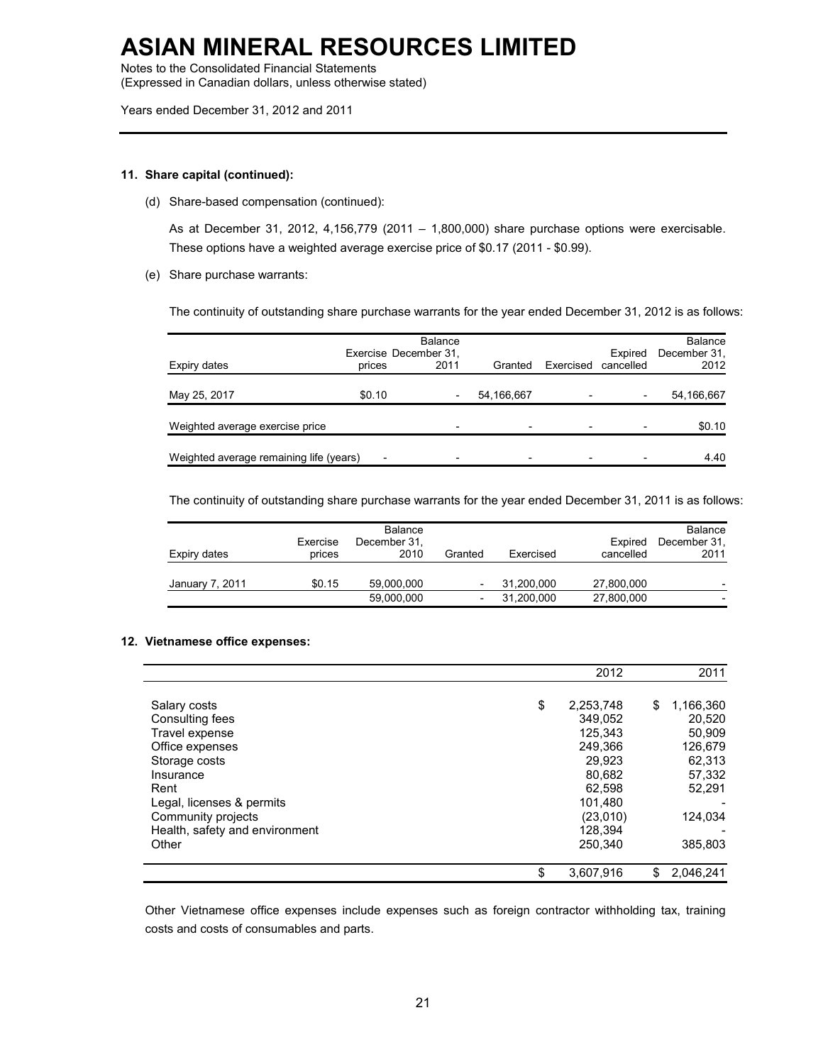**11. Share capital (continued):**

(d) Share-based compensation (continued):

As at December 31, 2012, 4,156,779 (2011 – 1,800,000) share purchase options were exercisable. These options have a weighted average exercise price of $0.17 (2011 - $0.99).

(e) Share purchase warrants:

The continuity of outstanding share purchase warrants for the year ended December 31, 2012 is as follows:

| Expiry dates | Exercise prices | Balance December 31, 2011 | Granted | Exercised | Expired cancelled | Balance December 31, 2012 |
|---|---|---|---|---|---|---|
| May 25, 2017 | $0.10 | - | 54,166,667 | - | - | 54,166,667 |
| Weighted average exercise price | | - | - | - | - | $0.10 |
| Weighted average remaining life (years) | - | - | - | - | - | 4.40 |

The continuity of outstanding share purchase warrants for the year ended December 31, 2011 is as follows:

| Expiry dates | Exercise prices | Balance December 31, 2010 | Granted | Exercised | Expired cancelled | Balance December 31, 2011 |
|---|---|---|---|---|---|---|
| January 7, 2011 | $0.15 | 59,000,000 | - | 31,200,000 | 27,800,000 | - |
| | | 59,000,000 | - | 31,200,000 | 27,800,000 | - |

**12. Vietnamese office expenses:**

| | 2012 | 2011 |
|---|---|---|
| Salary costs | $ 2,253,748 | $ 1,166,360 |
| Consulting fees | 349,052 | 20,520 |
| Travel expense | 125,343 | 50,909 |
| Office expenses | 249,366 | 126,679 |
| Storage costs | 29,923 | 62,313 |
| Insurance | 80,682 | 57,332 |
| Rent | 62,598 | 52,291 |
| Legal, licenses & permits | 101,480 | - |
| Community projects | (23,010) | 124,034 |
| Health, safety and environment | 128,394 | - |
| Other | 250,340 | 385,803 |
| | $ 3,607,916 | $ 2,046,241 |

Other Vietnamese office expenses include expenses such as foreign contractor withholding tax, training costs and costs of consumables and parts.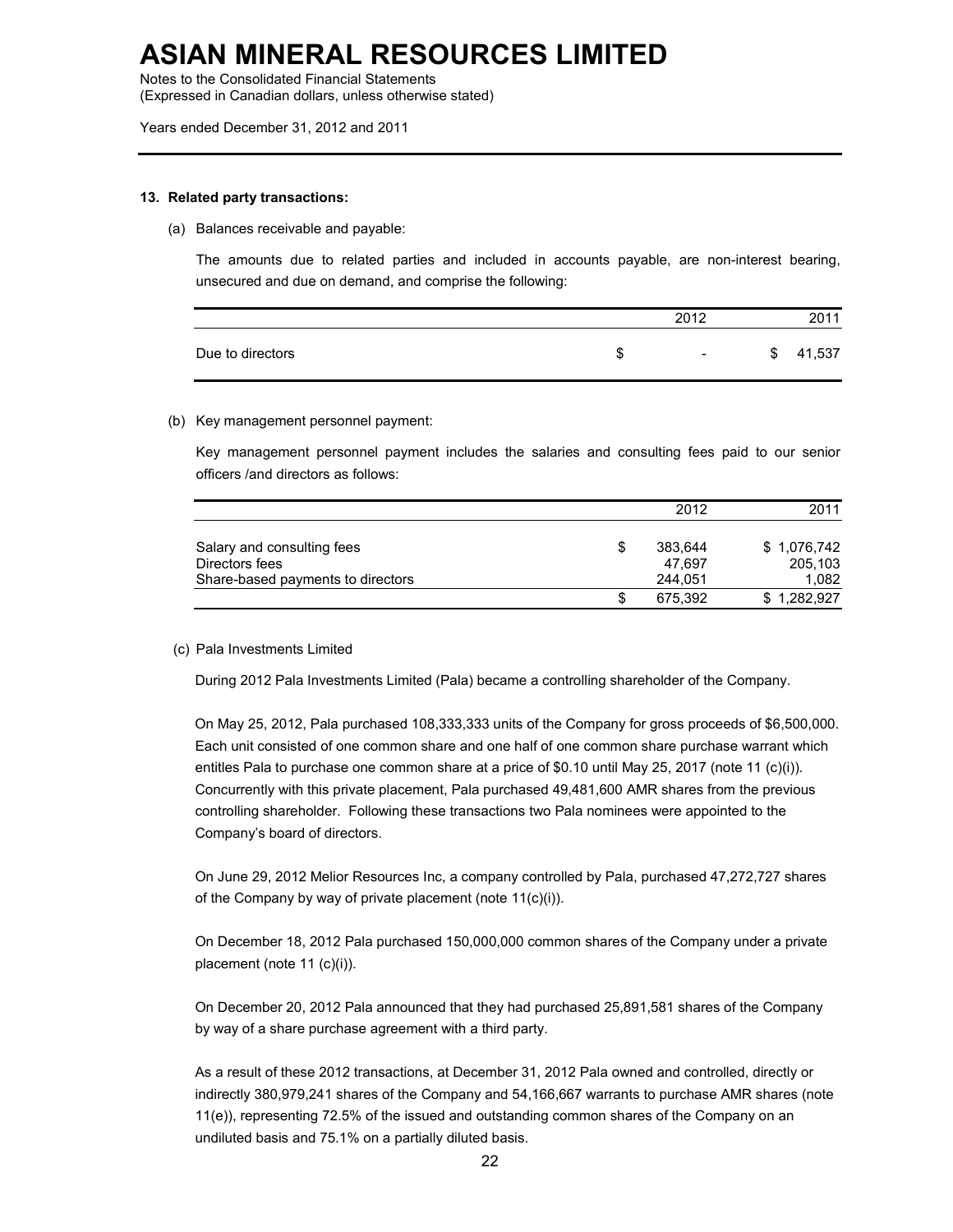### 13. Related party transactions:

(a) Balances receivable and payable:

The amounts due to related parties and included in accounts payable, are non-interest bearing, unsecured and due on demand, and comprise the following:

| | 2012 | 2011 |
|---|---|---|
| Due to directors | $ - | $ 41,537 |

(b) Key management personnel payment:

Key management personnel payment includes the salaries and consulting fees paid to our senior officers /and directors as follows:

| | 2012 | 2011 |
|---|---|---|
| Salary and consulting fees | $ 383,644 | $ 1,076,742 |
| Directors fees | 47,697 | 205,103 |
| Share-based payments to directors | 244,051 | 1,082 |
| | $ 675,392 | $ 1,282,927 |

(c) Pala Investments Limited

During 2012 Pala Investments Limited (Pala) became a controlling shareholder of the Company.

On May 25, 2012, Pala purchased 108,333,333 units of the Company for gross proceeds of $6,500,000. Each unit consisted of one common share and one half of one common share purchase warrant which entitles Pala to purchase one common share at a price of $0.10 until May 25, 2017 (note 11 (c)(i)). Concurrently with this private placement, Pala purchased 49,481,600 AMR shares from the previous controlling shareholder. Following these transactions two Pala nominees were appointed to the Company's board of directors.

On June 29, 2012 Melior Resources Inc, a company controlled by Pala, purchased 47,272,727 shares of the Company by way of private placement (note 11(c)(i)).

On December 18, 2012 Pala purchased 150,000,000 common shares of the Company under a private placement (note 11 (c)(i)).

On December 20, 2012 Pala announced that they had purchased 25,891,581 shares of the Company by way of a share purchase agreement with a third party.

As a result of these 2012 transactions, at December 31, 2012 Pala owned and controlled, directly or indirectly 380,979,241 shares of the Company and 54,166,667 warrants to purchase AMR shares (note 11(e)), representing 72.5% of the issued and outstanding common shares of the Company on an undiluted basis and 75.1% on a partially diluted basis.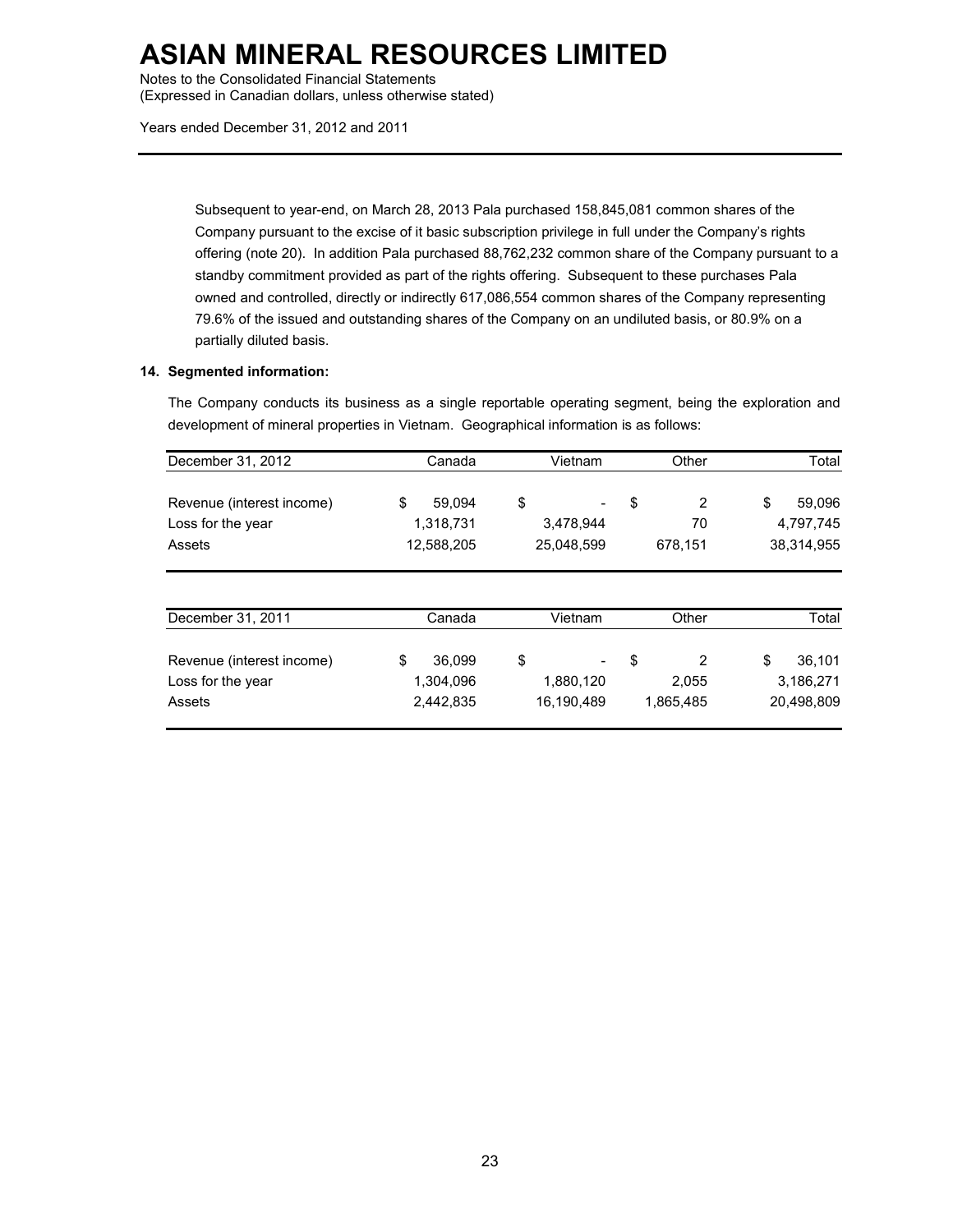Subsequent to year-end, on March 28, 2013 Pala purchased 158,845,081 common shares of the Company pursuant to the excise of it basic subscription privilege in full under the Company's rights offering (note 20). In addition Pala purchased 88,762,232 common share of the Company pursuant to a standby commitment provided as part of the rights offering. Subsequent to these purchases Pala owned and controlled, directly or indirectly 617,086,554 common shares of the Company representing 79.6% of the issued and outstanding shares of the Company on an undiluted basis, or 80.9% on a partially diluted basis.

**14. Segmented information:**

The Company conducts its business as a single reportable operating segment, being the exploration and development of mineral properties in Vietnam. Geographical information is as follows:

| December 31, 2012 | Canada | Vietnam | Other | Total |
|---|---|---|---|---|
| Revenue (interest income) | $ 59,094 | $ - | $ 2 | $ 59,096 |
| Loss for the year | 1,318,731 | 3,478,944 | 70 | 4,797,745 |
| Assets | 12,588,205 | 25,048,599 | 678,151 | 38,314,955 |

| December 31, 2011 | Canada | Vietnam | Other | Total |
|---|---|---|---|---|
| Revenue (interest income) | $ 36,099 | $ - | $ 2 | $ 36,101 |
| Loss for the year | 1,304,096 | 1,880,120 | 2,055 | 3,186,271 |
| Assets | 2,442,835 | 16,190,489 | 1,865,485 | 20,498,809 |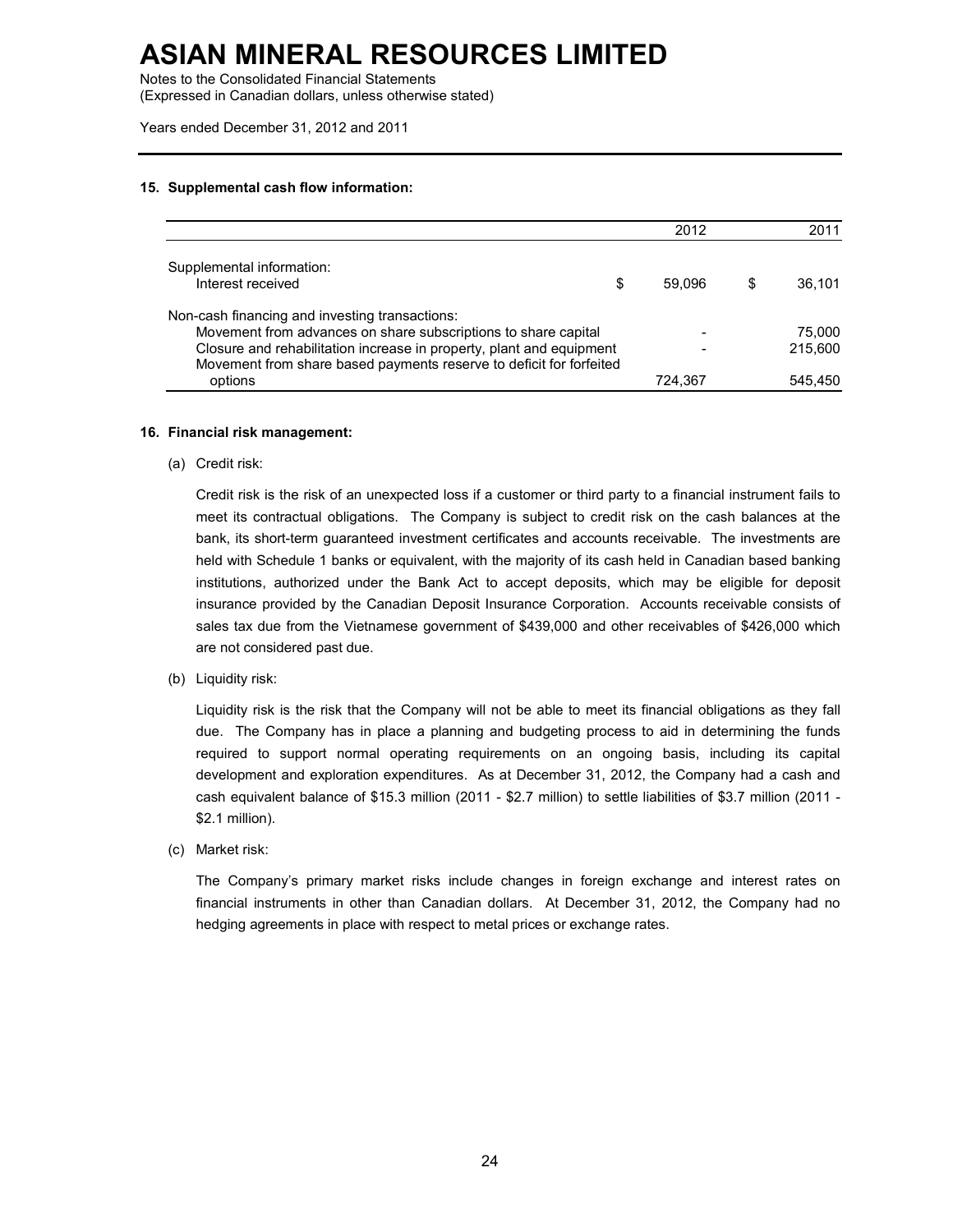# ASIAN MINERAL RESOURCES LIMITED

Notes to the Consolidated Financial Statements
(Expressed in Canadian dollars, unless otherwise stated)

Years ended December 31, 2012 and 2011

## 15. Supplemental cash flow information:

| | 2012 | 2011 |
|---|---|---|
| Supplemental information: | | |
| Interest received | $ 59,096 | $ 36,101 |
| Non-cash financing and investing transactions: | | |
| Movement from advances on share subscriptions to share capital | - | 75,000 |
| Closure and rehabilitation increase in property, plant and equipment | - | 215,600 |
| Movement from share based payments reserve to deficit for forfeited options | 724,367 | 545,450 |

## 16. Financial risk management:

(a) Credit risk:

Credit risk is the risk of an unexpected loss if a customer or third party to a financial instrument fails to meet its contractual obligations. The Company is subject to credit risk on the cash balances at the bank, its short-term guaranteed investment certificates and accounts receivable. The investments are held with Schedule 1 banks or equivalent, with the majority of its cash held in Canadian based banking institutions, authorized under the Bank Act to accept deposits, which may be eligible for deposit insurance provided by the Canadian Deposit Insurance Corporation. Accounts receivable consists of sales tax due from the Vietnamese government of $439,000 and other receivables of $426,000 which are not considered past due.

(b) Liquidity risk:

Liquidity risk is the risk that the Company will not be able to meet its financial obligations as they fall due. The Company has in place a planning and budgeting process to aid in determining the funds required to support normal operating requirements on an ongoing basis, including its capital development and exploration expenditures. As at December 31, 2012, the Company had a cash and cash equivalent balance of $15.3 million (2011 - $2.7 million) to settle liabilities of $3.7 million (2011 - $2.1 million).

(c) Market risk:

The Company's primary market risks include changes in foreign exchange and interest rates on financial instruments in other than Canadian dollars. At December 31, 2012, the Company had no hedging agreements in place with respect to metal prices or exchange rates.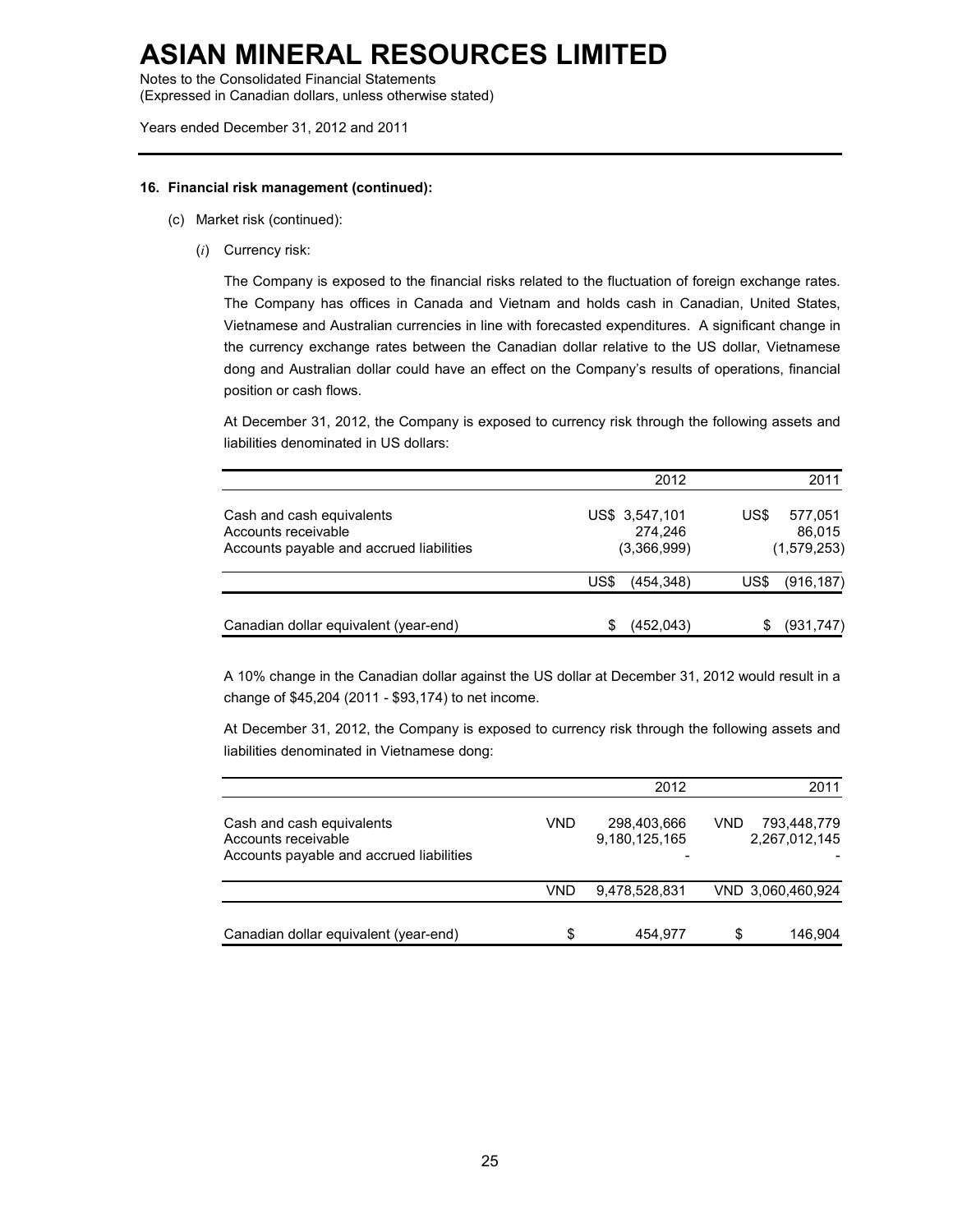**16. Financial risk management (continued):**

(c) Market risk (continued):

(*i*) Currency risk:

The Company is exposed to the financial risks related to the fluctuation of foreign exchange rates. The Company has offices in Canada and Vietnam and holds cash in Canadian, United States, Vietnamese and Australian currencies in line with forecasted expenditures. A significant change in the currency exchange rates between the Canadian dollar relative to the US dollar, Vietnamese dong and Australian dollar could have an effect on the Company's results of operations, financial position or cash flows.

At December 31, 2012, the Company is exposed to currency risk through the following assets and liabilities denominated in US dollars:

| | 2012 | 2011 |
|---|---|---|
| Cash and cash equivalents | US$ 3,547,101 | US$ 577,051 |
| Accounts receivable | 274,246 | 86,015 |
| Accounts payable and accrued liabilities | (3,366,999) | (1,579,253) |
| | US$ (454,348) | US$ (916,187) |
| Canadian dollar equivalent (year-end) | $ (452,043) | $ (931,747) |

A 10% change in the Canadian dollar against the US dollar at December 31, 2012 would result in a change of $45,204 (2011 - $93,174) to net income.

At December 31, 2012, the Company is exposed to currency risk through the following assets and liabilities denominated in Vietnamese dong:

| | 2012 | 2011 |
|---|---|---|
| Cash and cash equivalents | VND 298,403,666 | VND 793,448,779 |
| Accounts receivable | 9,180,125,165 | 2,267,012,145 |
| Accounts payable and accrued liabilities | - | - |
| | VND 9,478,528,831 | VND 3,060,460,924 |
| Canadian dollar equivalent (year-end) | $ 454,977 | $ 146,904 |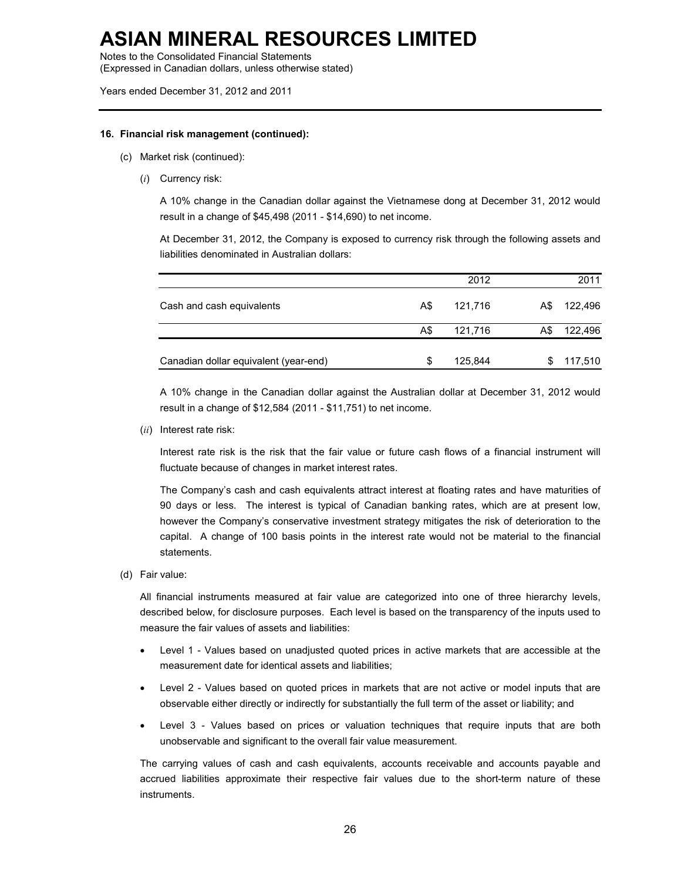**16. Financial risk management (continued):**

(c) Market risk (continued):

(*i*) Currency risk:

A 10% change in the Canadian dollar against the Vietnamese dong at December 31, 2012 would result in a change of $45,498 (2011 - $14,690) to net income.

At December 31, 2012, the Company is exposed to currency risk through the following assets and liabilities denominated in Australian dollars:

| | | 2012 | | 2011 |
|---|---|---|---|---|
| Cash and cash equivalents | A$ | 121,716 | A$ | 122,496 |
| | A$ | 121,716 | A$ | 122,496 |
| Canadian dollar equivalent (year-end) | $ | 125,844 | $ | 117,510 |

A 10% change in the Canadian dollar against the Australian dollar at December 31, 2012 would result in a change of $12,584 (2011 - $11,751) to net income.

(*ii*) Interest rate risk:

Interest rate risk is the risk that the fair value or future cash flows of a financial instrument will fluctuate because of changes in market interest rates.

The Company's cash and cash equivalents attract interest at floating rates and have maturities of 90 days or less. The interest is typical of Canadian banking rates, which are at present low, however the Company's conservative investment strategy mitigates the risk of deterioration to the capital. A change of 100 basis points in the interest rate would not be material to the financial statements.

(d) Fair value:

All financial instruments measured at fair value are categorized into one of three hierarchy levels, described below, for disclosure purposes. Each level is based on the transparency of the inputs used to measure the fair values of assets and liabilities:

- Level 1 - Values based on unadjusted quoted prices in active markets that are accessible at the measurement date for identical assets and liabilities;
- Level 2 - Values based on quoted prices in markets that are not active or model inputs that are observable either directly or indirectly for substantially the full term of the asset or liability; and
- Level 3 - Values based on prices or valuation techniques that require inputs that are both unobservable and significant to the overall fair value measurement.

The carrying values of cash and cash equivalents, accounts receivable and accounts payable and accrued liabilities approximate their respective fair values due to the short-term nature of these instruments.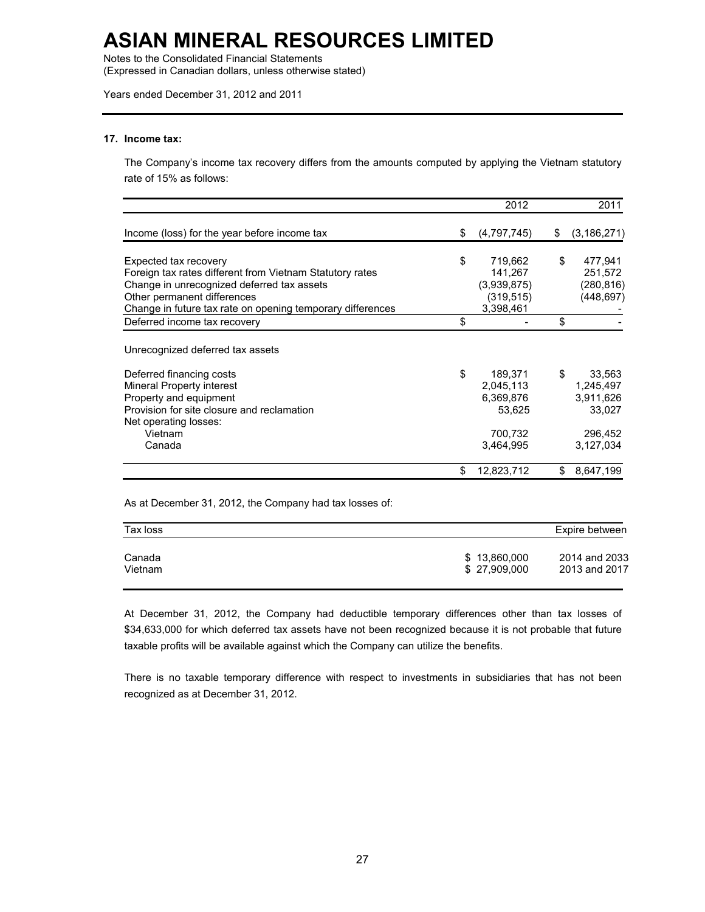# ASIAN MINERAL RESOURCES LIMITED

Notes to the Consolidated Financial Statements
(Expressed in Canadian dollars, unless otherwise stated)

Years ended December 31, 2012 and 2011

## 17. Income tax:

The Company's income tax recovery differs from the amounts computed by applying the Vietnam statutory rate of 15% as follows:

| | 2012 | 2011 |
|---|---|---|
| Income (loss) for the year before income tax | $ (4,797,745) | $ (3,186,271) |
| Expected tax recovery | $ 719,662 | $ 477,941 |
| Foreign tax rates different from Vietnam Statutory rates | 141,267 | 251,572 |
| Change in unrecognized deferred tax assets | (3,939,875) | (280,816) |
| Other permanent differences | (319,515) | (448,697) |
| Change in future tax rate on opening temporary differences | 3,398,461 | - |
| Deferred income tax recovery | $ - | $ - |
| Unrecognized deferred tax assets | | |
| Deferred financing costs | $ 189,371 | $ 33,563 |
| Mineral Property interest | 2,045,113 | 1,245,497 |
| Property and equipment | 6,369,876 | 3,911,626 |
| Provision for site closure and reclamation | 53,625 | 33,027 |
| Net operating losses: | | |
| Vietnam | 700,732 | 296,452 |
| Canada | 3,464,995 | 3,127,034 |
| | $ 12,823,712 | $ 8,647,199 |

As at December 31, 2012, the Company had tax losses of:

| Tax loss | | Expire between |
|---|---|---|
| Canada | $ 13,860,000 | 2014 and 2033 |
| Vietnam | $ 27,909,000 | 2013 and 2017 |

At December 31, 2012, the Company had deductible temporary differences other than tax losses of $34,633,000 for which deferred tax assets have not been recognized because it is not probable that future taxable profits will be available against which the Company can utilize the benefits.

There is no taxable temporary difference with respect to investments in subsidiaries that has not been recognized as at December 31, 2012.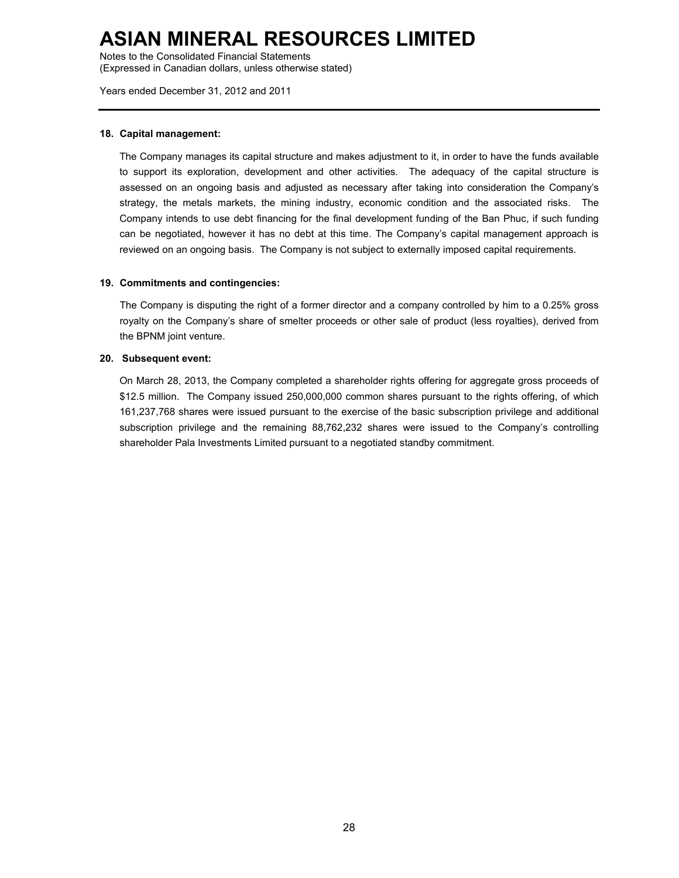#### 18. Capital management:

The Company manages its capital structure and makes adjustment to it, in order to have the funds available to support its exploration, development and other activities. The adequacy of the capital structure is assessed on an ongoing basis and adjusted as necessary after taking into consideration the Company's strategy, the metals markets, the mining industry, economic condition and the associated risks. The Company intends to use debt financing for the final development funding of the Ban Phuc, if such funding can be negotiated, however it has no debt at this time. The Company's capital management approach is reviewed on an ongoing basis. The Company is not subject to externally imposed capital requirements.

#### 19. Commitments and contingencies:

The Company is disputing the right of a former director and a company controlled by him to a 0.25% gross royalty on the Company's share of smelter proceeds or other sale of product (less royalties), derived from the BPNM joint venture.

#### 20. Subsequent event:

On March 28, 2013, the Company completed a shareholder rights offering for aggregate gross proceeds of $12.5 million. The Company issued 250,000,000 common shares pursuant to the rights offering, of which 161,237,768 shares were issued pursuant to the exercise of the basic subscription privilege and additional subscription privilege and the remaining 88,762,232 shares were issued to the Company's controlling shareholder Pala Investments Limited pursuant to a negotiated standby commitment.